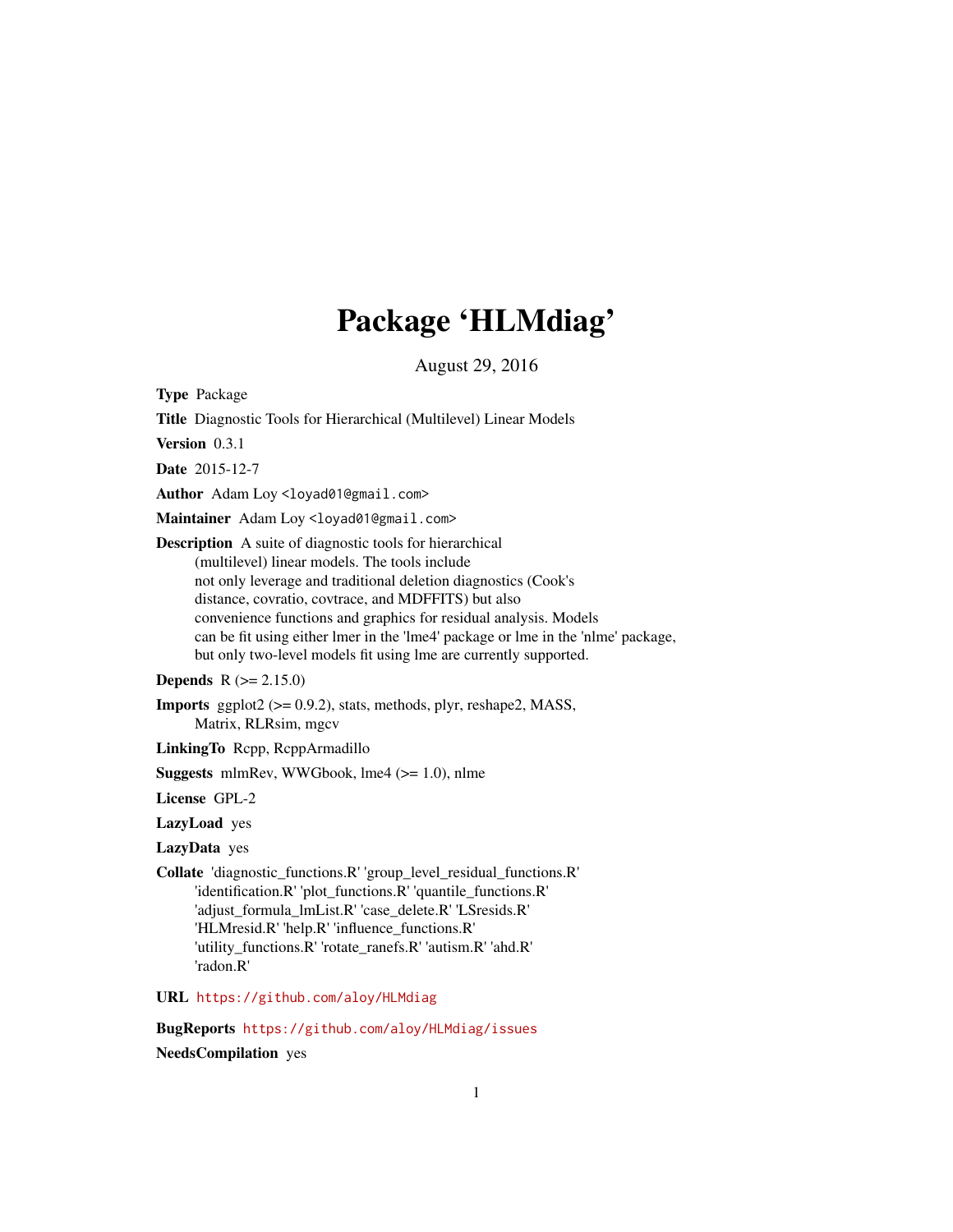# Package 'HLMdiag'

August 29, 2016

**Type** Package

**Title** Diagnostic Tools for Hierarchical (Multilevel) Linear Models

**Version** 0.3.1

**Date** 2015-12-7

**Author** Adam Loy <loyad01@gmail.com>

**Maintainer** Adam Loy <loyad01@gmail.com>

**Description** A suite of diagnostic tools for hierarchical (multilevel) linear models. The tools include not only leverage and traditional deletion diagnostics (Cook's distance, covratio, covtrace, and MDFFITS) but also convenience functions and graphics for residual analysis. Models can be fit using either lmer in the 'lme4' package or lme in the 'nlme' package, but only two-level models fit using lme are currently supported.

**Depends** R (>= 2.15.0)

**Imports** ggplot2 (>= 0.9.2), stats, methods, plyr, reshape2, MASS, Matrix, RLRsim, mgcv

**LinkingTo** Rcpp, RcppArmadillo

**Suggests** mlmRev, WWGbook, lme4 (>= 1.0), nlme

**License** GPL-2

**LazyLoad** yes

**LazyData** yes

**Collate** 'diagnostic_functions.R' 'group_level_residual_functions.R' 'identification.R' 'plot_functions.R' 'quantile_functions.R' 'adjust_formula_lmList.R' 'case_delete.R' 'LSresids.R' 'HLMresid.R' 'help.R' 'influence_functions.R' 'utility_functions.R' 'rotate_ranefs.R' 'autism.R' 'ahd.R' 'radon.R'

**URL** https://github.com/aloy/HLMdiag

**BugReports** https://github.com/aloy/HLMdiag/issues

**NeedsCompilation** yes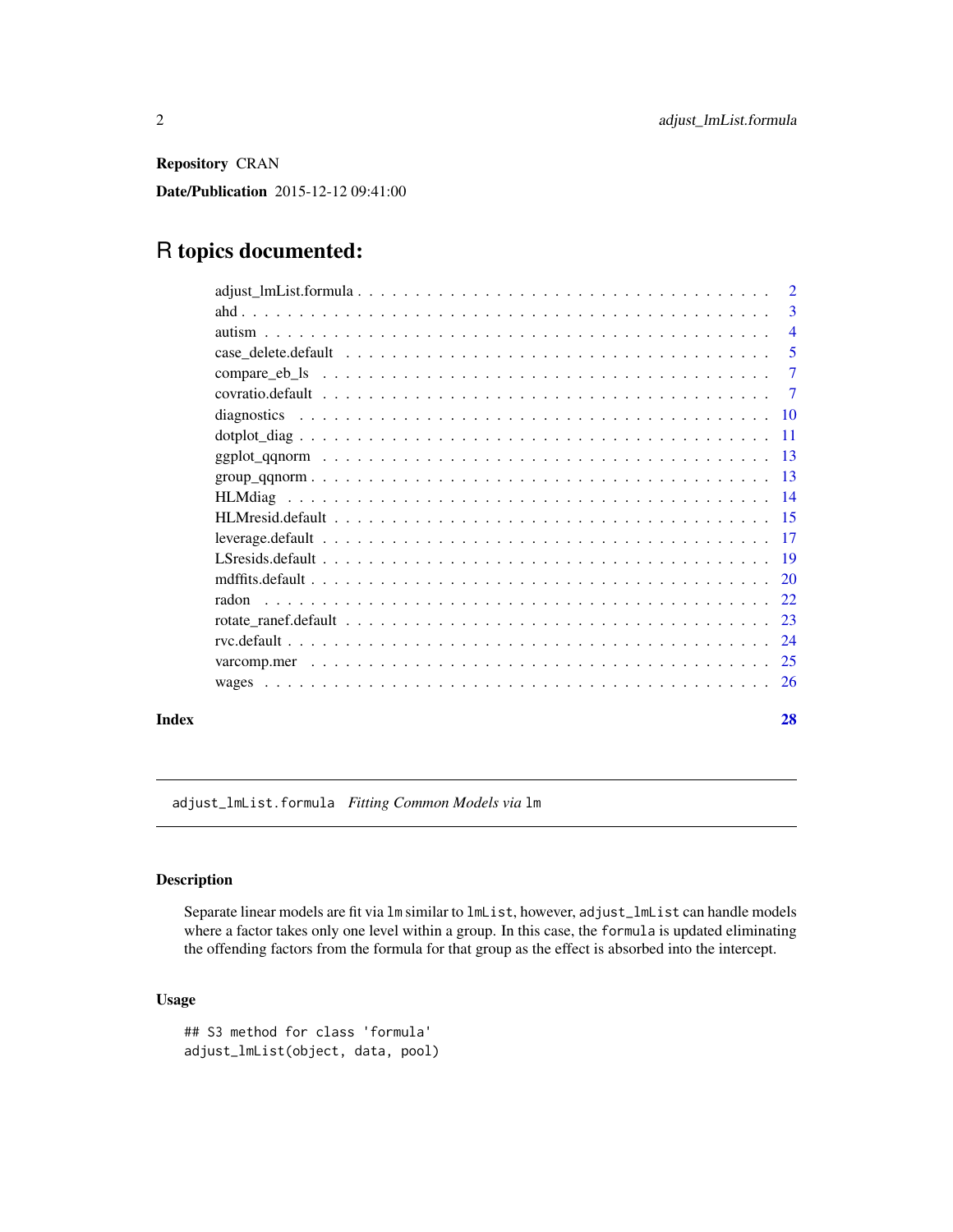**Repository** CRAN

**Date/Publication** 2015-12-12 09:41:00

# R topics documented:

| | |
|---|---|
| adjust_lmList.formula | 2 |
| ahd | 3 |
| autism | 4 |
| case_delete.default | 5 |
| compare_eb_ls | 7 |
| covratio.default | 7 |
| diagnostics | 10 |
| dotplot_diag | 11 |
| ggplot_qqnorm | 13 |
| group_qqnorm | 13 |
| HLMdiag | 14 |
| HLMresid.default | 15 |
| leverage.default | 17 |
| LSresids.default | 19 |
| mdffits.default | 20 |
| radon | 22 |
| rotate_ranef.default | 23 |
| rvc.default | 24 |
| varcomp.mer | 25 |
| wages | 26 |
| **Index** | **28** |

---

## adjust_lmList.formula *Fitting Common Models via* `lm`

### Description

Separate linear models are fit via `lm` similar to `lmList`, however, `adjust_lmList` can handle models where a factor takes only one level within a group. In this case, the `formula` is updated eliminating the offending factors from the formula for that group as the effect is absorbed into the intercept.

### Usage

```
## S3 method for class 'formula'
adjust_lmList(object, data, pool)
```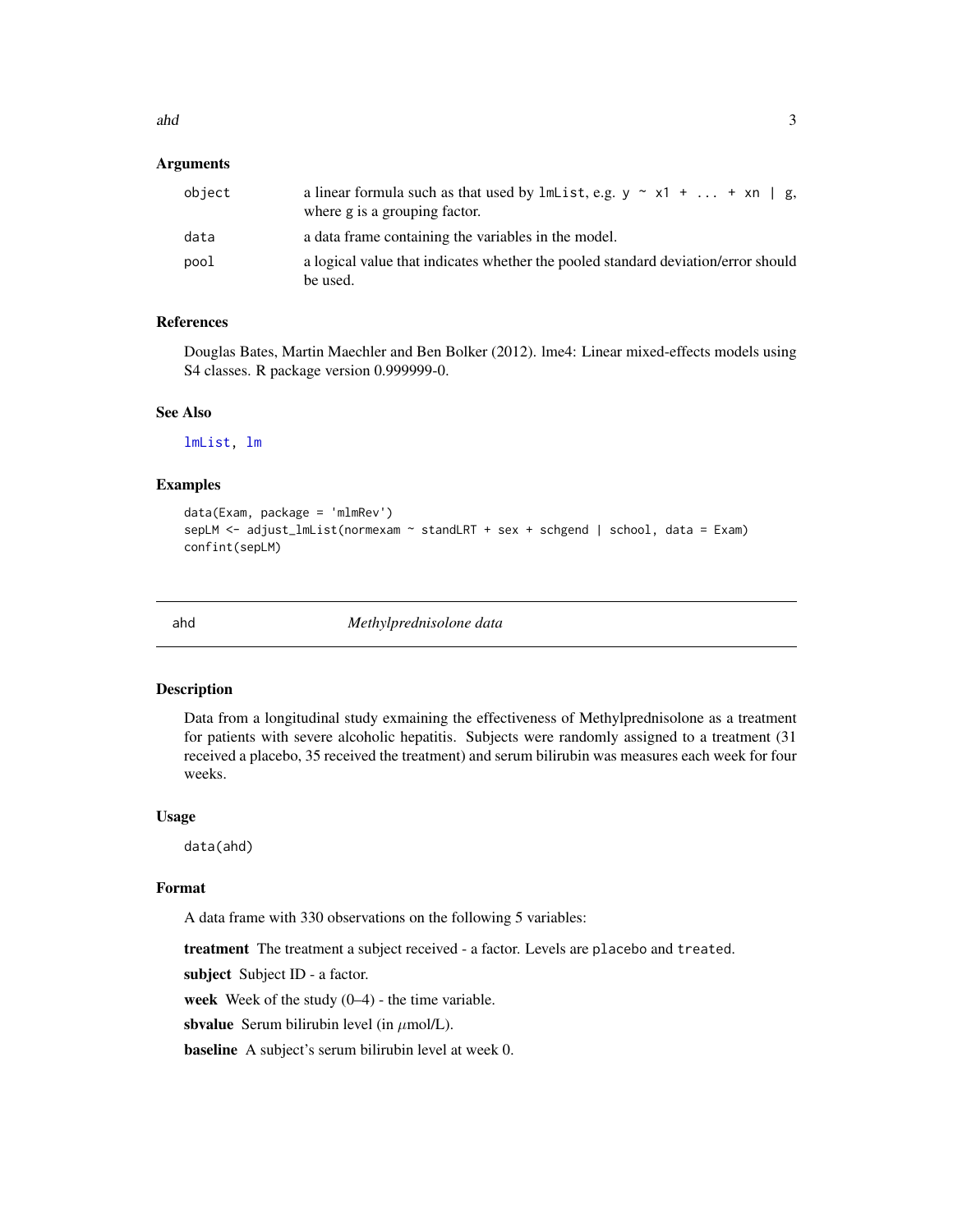### Arguments

| | |
|---|---|
| object | a linear formula such as that used by lmList, e.g. y ~ x1 + ... + xn \| g, where g is a grouping factor. |
| data | a data frame containing the variables in the model. |
| pool | a logical value that indicates whether the pooled standard deviation/error should be used. |

### References

Douglas Bates, Martin Maechler and Ben Bolker (2012). lme4: Linear mixed-effects models using S4 classes. R package version 0.999999-0.

### See Also

lmList, lm

### Examples

```
data(Exam, package = 'mlmRev')
sepLM <- adjust_lmList(normexam ~ standLRT + sex + schgend | school, data = Exam)
confint(sepLM)
```

## ahd *Methylprednisolone data*

### Description

Data from a longitudinal study exmaining the effectiveness of Methylprednisolone as a treatment for patients with severe alcoholic hepatitis. Subjects were randomly assigned to a treatment (31 received a placebo, 35 received the treatment) and serum bilirubin was measures each week for four weeks.

### Usage

```
data(ahd)
```

### Format

A data frame with 330 observations on the following 5 variables:

**treatment** The treatment a subject received - a factor. Levels are placebo and treated.

**subject** Subject ID - a factor.

**week** Week of the study (0–4) - the time variable.

**sbvalue** Serum bilirubin level (in $\mu$mol/L).

**baseline** A subject's serum bilirubin level at week 0.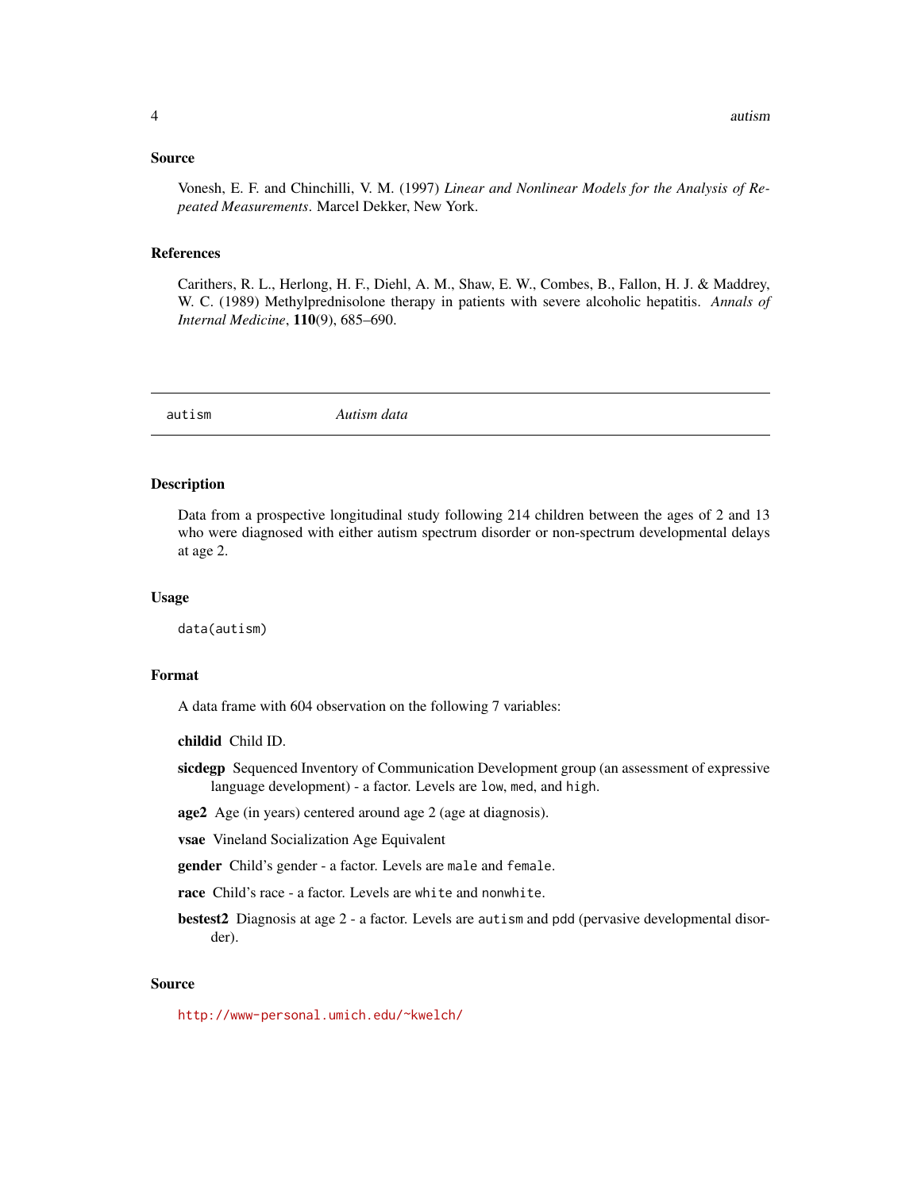## Source

Vonesh, E. F. and Chinchilli, V. M. (1997) *Linear and Nonlinear Models for the Analysis of Repeated Measurements*. Marcel Dekker, New York.

## References

Carithers, R. L., Herlong, H. F., Diehl, A. M., Shaw, E. W., Combes, B., Fallon, H. J. & Maddrey, W. C. (1989) Methylprednisolone therapy in patients with severe alcoholic hepatitis. *Annals of Internal Medicine*, **110**(9), 685–690.

---

# autism — *Autism data*

## Description

Data from a prospective longitudinal study following 214 children between the ages of 2 and 13 who were diagnosed with either autism spectrum disorder or non-spectrum developmental delays at age 2.

## Usage

```
data(autism)
```

## Format

A data frame with 604 observation on the following 7 variables:

- **childid** Child ID.
- **sicdegp** Sequenced Inventory of Communication Development group (an assessment of expressive language development) - a factor. Levels are `low`, `med`, and `high`.
- **age2** Age (in years) centered around age 2 (age at diagnosis).
- **vsae** Vineland Socialization Age Equivalent
- **gender** Child's gender - a factor. Levels are `male` and `female`.
- **race** Child's race - a factor. Levels are `white` and `nonwhite`.
- **bestest2** Diagnosis at age 2 - a factor. Levels are `autism` and `pdd` (pervasive developmental disorder).

## Source

http://www-personal.umich.edu/~kwelch/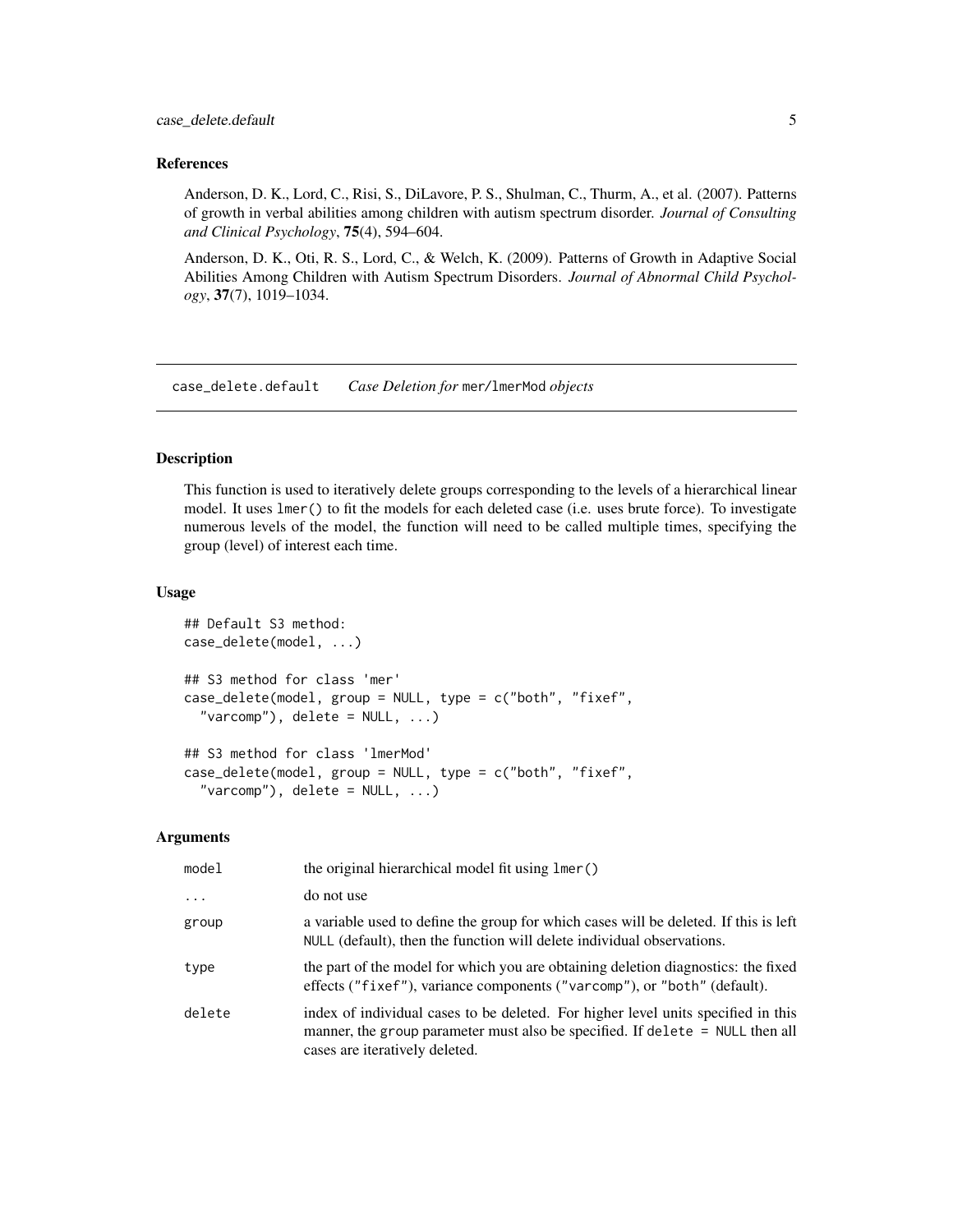### References

Anderson, D. K., Lord, C., Risi, S., DiLavore, P. S., Shulman, C., Thurm, A., et al. (2007). Patterns of growth in verbal abilities among children with autism spectrum disorder. *Journal of Consulting and Clinical Psychology*, **75**(4), 594–604.

Anderson, D. K., Oti, R. S., Lord, C., & Welch, K. (2009). Patterns of Growth in Adaptive Social Abilities Among Children with Autism Spectrum Disorders. *Journal of Abnormal Child Psychology*, **37**(7), 1019–1034.

---

## case_delete.default    *Case Deletion for* `mer`/`lmerMod` *objects*

### Description

This function is used to iteratively delete groups corresponding to the levels of a hierarchical linear model. It uses `lmer()` to fit the models for each deleted case (i.e. uses brute force). To investigate numerous levels of the model, the function will need to be called multiple times, specifying the group (level) of interest each time.

### Usage

```
## Default S3 method:
case_delete(model, ...)

## S3 method for class 'mer'
case_delete(model, group = NULL, type = c("both", "fixef",
  "varcomp"), delete = NULL, ...)

## S3 method for class 'lmerMod'
case_delete(model, group = NULL, type = c("both", "fixef",
  "varcomp"), delete = NULL, ...)
```

### Arguments

| | |
|---|---|
| `model` | the original hierarchical model fit using `lmer()` |
| `...` | do not use |
| `group` | a variable used to define the group for which cases will be deleted. If this is left `NULL` (default), then the function will delete individual observations. |
| `type` | the part of the model for which you are obtaining deletion diagnostics: the fixed effects (`"fixef"`), variance components (`"varcomp"`), or `"both"` (default). |
| `delete` | index of individual cases to be deleted. For higher level units specified in this manner, the `group` parameter must also be specified. If `delete = NULL` then all cases are iteratively deleted. |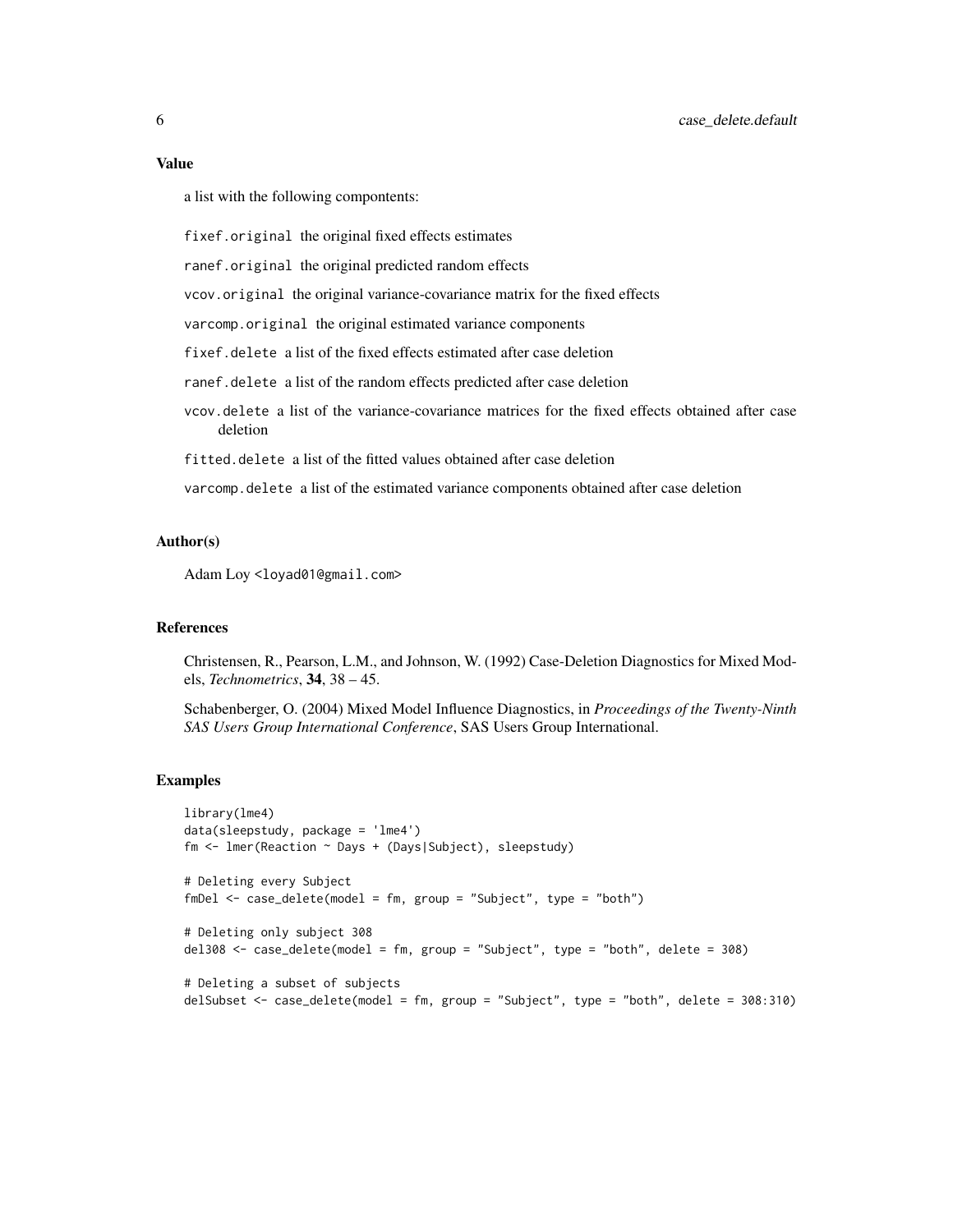## Value

a list with the following compontents:

- `fixef.original` the original fixed effects estimates
- `ranef.original` the original predicted random effects
- `vcov.original` the original variance-covariance matrix for the fixed effects
- `varcomp.original` the original estimated variance components
- `fixef.delete` a list of the fixed effects estimated after case deletion
- `ranef.delete` a list of the random effects predicted after case deletion
- `vcov.delete` a list of the variance-covariance matrices for the fixed effects obtained after case deletion
- `fitted.delete` a list of the fitted values obtained after case deletion
- `varcomp.delete` a list of the estimated variance components obtained after case deletion

## Author(s)

Adam Loy <loyad01@gmail.com>

## References

Christensen, R., Pearson, L.M., and Johnson, W. (1992) Case-Deletion Diagnostics for Mixed Models, *Technometrics*, **34**, 38 – 45.

Schabenberger, O. (2004) Mixed Model Influence Diagnostics, in *Proceedings of the Twenty-Ninth SAS Users Group International Conference*, SAS Users Group International.

## Examples

```
library(lme4)
data(sleepstudy, package = 'lme4')
fm <- lmer(Reaction ~ Days + (Days|Subject), sleepstudy)

# Deleting every Subject
fmDel <- case_delete(model = fm, group = "Subject", type = "both")

# Deleting only subject 308
del308 <- case_delete(model = fm, group = "Subject", type = "both", delete = 308)

# Deleting a subset of subjects
delSubset <- case_delete(model = fm, group = "Subject", type = "both", delete = 308:310)
```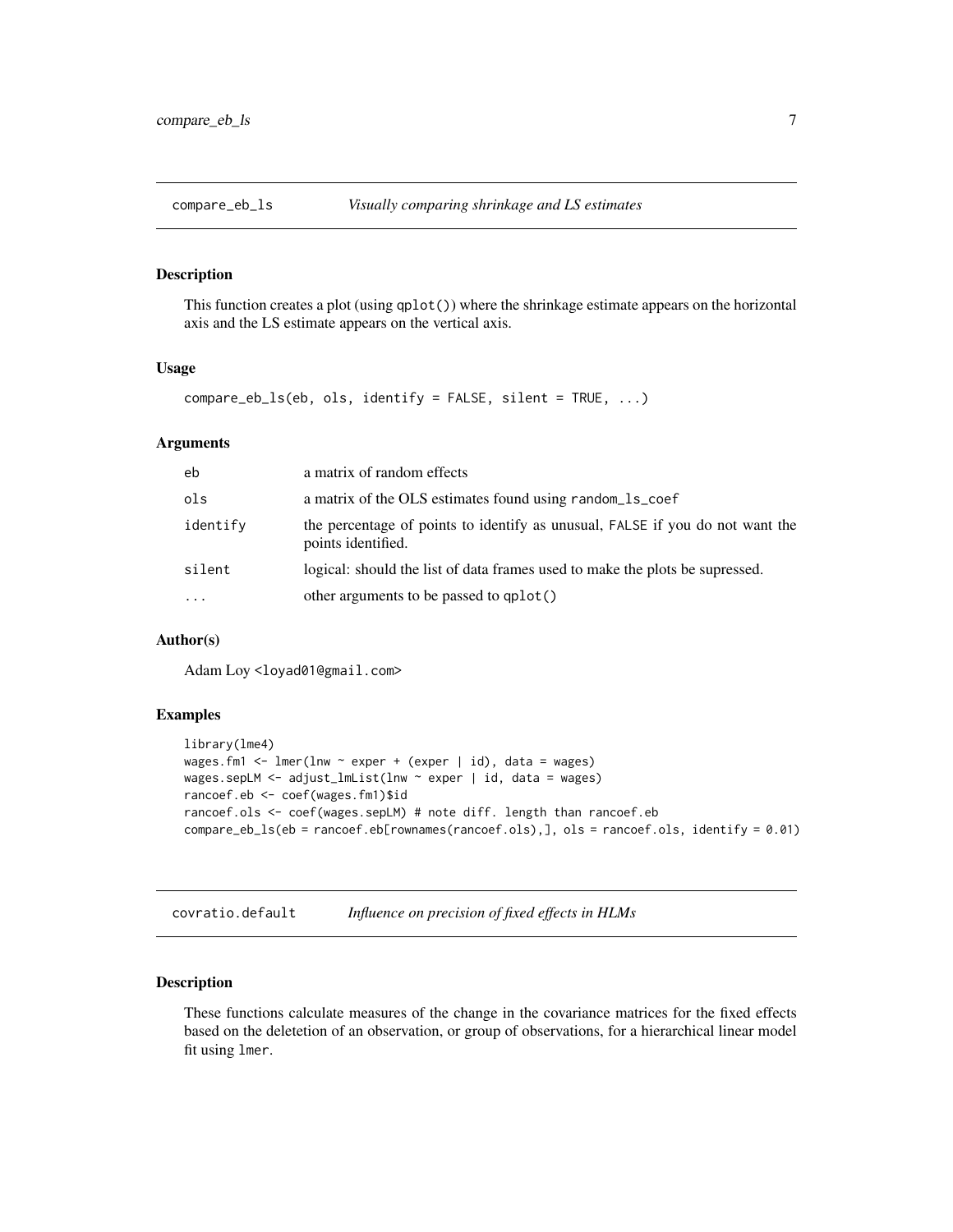## compare_eb_ls — *Visually comparing shrinkage and LS estimates*

### Description

This function creates a plot (using `qplot()`) where the shrinkage estimate appears on the horizontal axis and the LS estimate appears on the vertical axis.

### Usage

```
compare_eb_ls(eb, ols, identify = FALSE, silent = TRUE, ...)
```

### Arguments

| | |
|---|---|
| `eb` | a matrix of random effects |
| `ols` | a matrix of the OLS estimates found using `random_ls_coef` |
| `identify` | the percentage of points to identify as unusual, `FALSE` if you do not want the points identified. |
| `silent` | logical: should the list of data frames used to make the plots be supressed. |
| `...` | other arguments to be passed to `qplot()` |

### Author(s)

Adam Loy <loyad01@gmail.com>

### Examples

```
library(lme4)
wages.fm1 <- lmer(lnw ~ exper + (exper | id), data = wages)
wages.sepLM <- adjust_lmList(lnw ~ exper | id, data = wages)
rancoef.eb <- coef(wages.fm1)$id
rancoef.ols <- coef(wages.sepLM) # note diff. length than rancoef.eb
compare_eb_ls(eb = rancoef.eb[rownames(rancoef.ols),], ols = rancoef.ols, identify = 0.01)
```

## covratio.default — *Influence on precision of fixed effects in HLMs*

### Description

These functions calculate measures of the change in the covariance matrices for the fixed effects based on the deletetion of an observation, or group of observations, for a hierarchical linear model fit using `lmer`.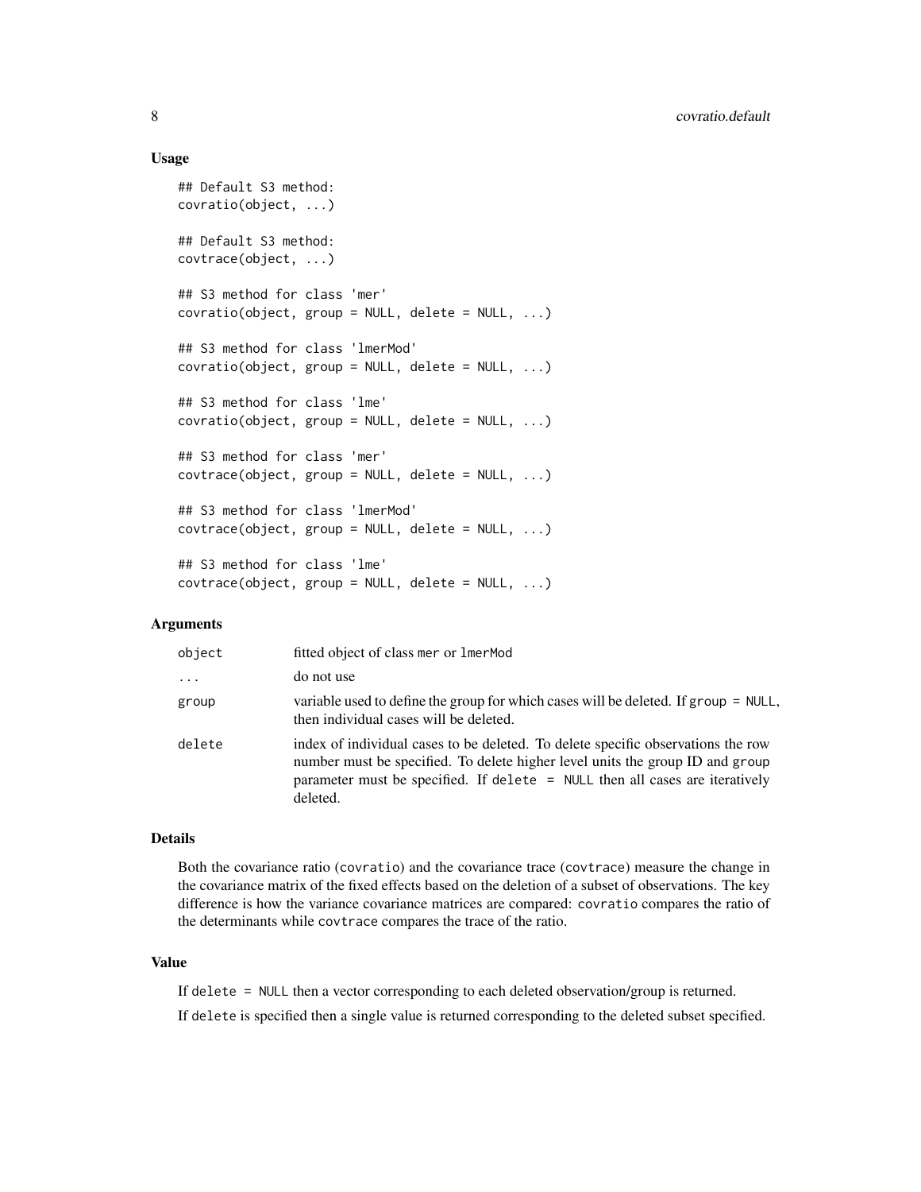## Usage

```
## Default S3 method:
covratio(object, ...)

## Default S3 method:
covtrace(object, ...)

## S3 method for class 'mer'
covratio(object, group = NULL, delete = NULL, ...)

## S3 method for class 'lmerMod'
covratio(object, group = NULL, delete = NULL, ...)

## S3 method for class 'lme'
covratio(object, group = NULL, delete = NULL, ...)

## S3 method for class 'mer'
covtrace(object, group = NULL, delete = NULL, ...)

## S3 method for class 'lmerMod'
covtrace(object, group = NULL, delete = NULL, ...)

## S3 method for class 'lme'
covtrace(object, group = NULL, delete = NULL, ...)
```

## Arguments

| | |
|---|---|
| `object` | fitted object of class `mer` or `lmerMod` |
| `...` | do not use |
| `group` | variable used to define the group for which cases will be deleted. If `group = NULL`, then individual cases will be deleted. |
| `delete` | index of individual cases to be deleted. To delete specific observations the row number must be specified. To delete higher level units the group ID and `group` parameter must be specified. If `delete = NULL` then all cases are iteratively deleted. |

## Details

Both the covariance ratio (`covratio`) and the covariance trace (`covtrace`) measure the change in the covariance matrix of the fixed effects based on the deletion of a subset of observations. The key difference is how the variance covariance matrices are compared: `covratio` compares the ratio of the determinants while `covtrace` compares the trace of the ratio.

## Value

If `delete = NULL` then a vector corresponding to each deleted observation/group is returned.

If `delete` is specified then a single value is returned corresponding to the deleted subset specified.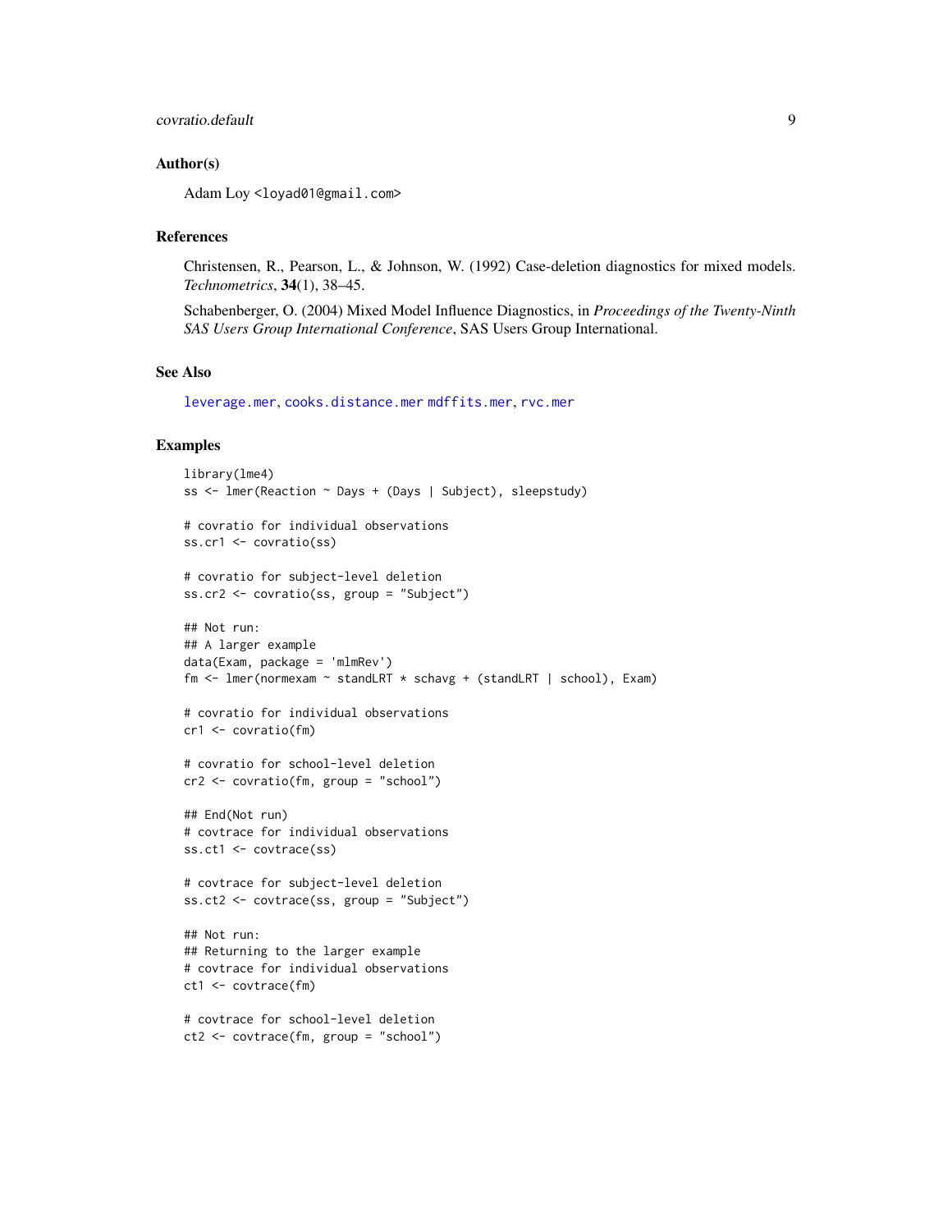## Author(s)

Adam Loy <loyad01@gmail.com>

## References

Christensen, R., Pearson, L., & Johnson, W. (1992) Case-deletion diagnostics for mixed models. *Technometrics*, **34**(1), 38–45.

Schabenberger, O. (2004) Mixed Model Influence Diagnostics, in *Proceedings of the Twenty-Ninth SAS Users Group International Conference*, SAS Users Group International.

## See Also

leverage.mer, cooks.distance.mer mdffits.mer, rvc.mer

## Examples

```
library(lme4)
ss <- lmer(Reaction ~ Days + (Days | Subject), sleepstudy)

# covratio for individual observations
ss.cr1 <- covratio(ss)

# covratio for subject-level deletion
ss.cr2 <- covratio(ss, group = "Subject")

## Not run:
## A larger example
data(Exam, package = 'mlmRev')
fm <- lmer(normexam ~ standLRT * schavg + (standLRT | school), Exam)

# covratio for individual observations
cr1 <- covratio(fm)

# covratio for school-level deletion
cr2 <- covratio(fm, group = "school")

## End(Not run)
# covtrace for individual observations
ss.ct1 <- covtrace(ss)

# covtrace for subject-level deletion
ss.ct2 <- covtrace(ss, group = "Subject")

## Not run:
## Returning to the larger example
# covtrace for individual observations
ct1 <- covtrace(fm)

# covtrace for school-level deletion
ct2 <- covtrace(fm, group = "school")
```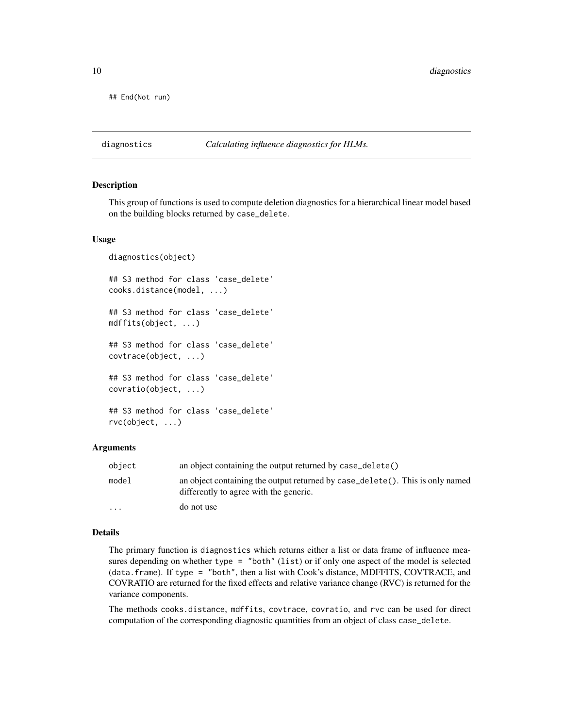```
## End(Not run)
```

## diagnostics — *Calculating influence diagnostics for HLMs.*

### Description

This group of functions is used to compute deletion diagnostics for a hierarchical linear model based on the building blocks returned by `case_delete`.

### Usage

```
diagnostics(object)

## S3 method for class 'case_delete'
cooks.distance(model, ...)

## S3 method for class 'case_delete'
mdffits(object, ...)

## S3 method for class 'case_delete'
covtrace(object, ...)

## S3 method for class 'case_delete'
covratio(object, ...)

## S3 method for class 'case_delete'
rvc(object, ...)
```

### Arguments

| | |
|---|---|
| `object` | an object containing the output returned by `case_delete()` |
| `model` | an object containing the output returned by `case_delete()`. This is only named differently to agree with the generic. |
| `...` | do not use |

### Details

The primary function is `diagnostics` which returns either a list or data frame of influence measures depending on whether `type = "both"` (`list`) or if only one aspect of the model is selected (`data.frame`). If `type = "both"`, then a list with Cook's distance, MDFFITS, COVTRACE, and COVRATIO are returned for the fixed effects and relative variance change (RVC) is returned for the variance components.

The methods `cooks.distance`, `mdffits`, `covtrace`, `covratio`, and `rvc` can be used for direct computation of the corresponding diagnostic quantities from an object of class `case_delete`.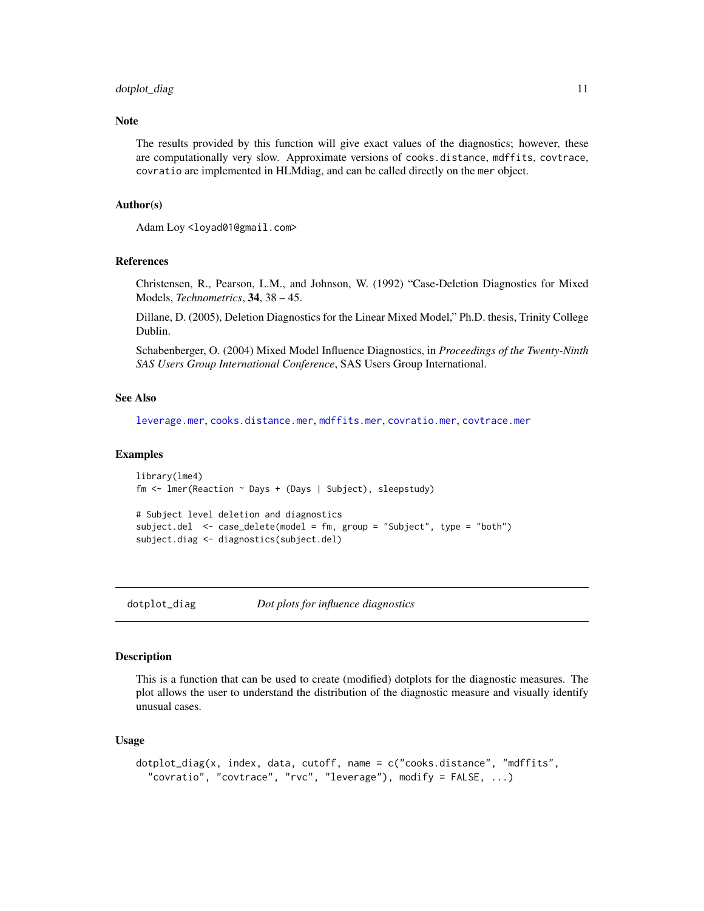### Note

The results provided by this function will give exact values of the diagnostics; however, these are computationally very slow. Approximate versions of `cooks.distance`, `mdffits`, `covtrace`, `covratio` are implemented in HLMdiag, and can be called directly on the `mer` object.

### Author(s)

Adam Loy <loyad01@gmail.com>

### References

Christensen, R., Pearson, L.M., and Johnson, W. (1992) "Case-Deletion Diagnostics for Mixed Models, *Technometrics*, **34**, 38 – 45.

Dillane, D. (2005), Deletion Diagnostics for the Linear Mixed Model," Ph.D. thesis, Trinity College Dublin.

Schabenberger, O. (2004) Mixed Model Influence Diagnostics, in *Proceedings of the Twenty-Ninth SAS Users Group International Conference*, SAS Users Group International.

### See Also

`leverage.mer`, `cooks.distance.mer`, `mdffits.mer`, `covratio.mer`, `covtrace.mer`

### Examples

```
library(lme4)
fm <- lmer(Reaction ~ Days + (Days | Subject), sleepstudy)

# Subject level deletion and diagnostics
subject.del  <- case_delete(model = fm, group = "Subject", type = "both")
subject.diag <- diagnostics(subject.del)
```

---

## dotplot_diag    *Dot plots for influence diagnostics*

### Description

This is a function that can be used to create (modified) dotplots for the diagnostic measures. The plot allows the user to understand the distribution of the diagnostic measure and visually identify unusual cases.

### Usage

```
dotplot_diag(x, index, data, cutoff, name = c("cooks.distance", "mdffits",
  "covratio", "covtrace", "rvc", "leverage"), modify = FALSE, ...)
```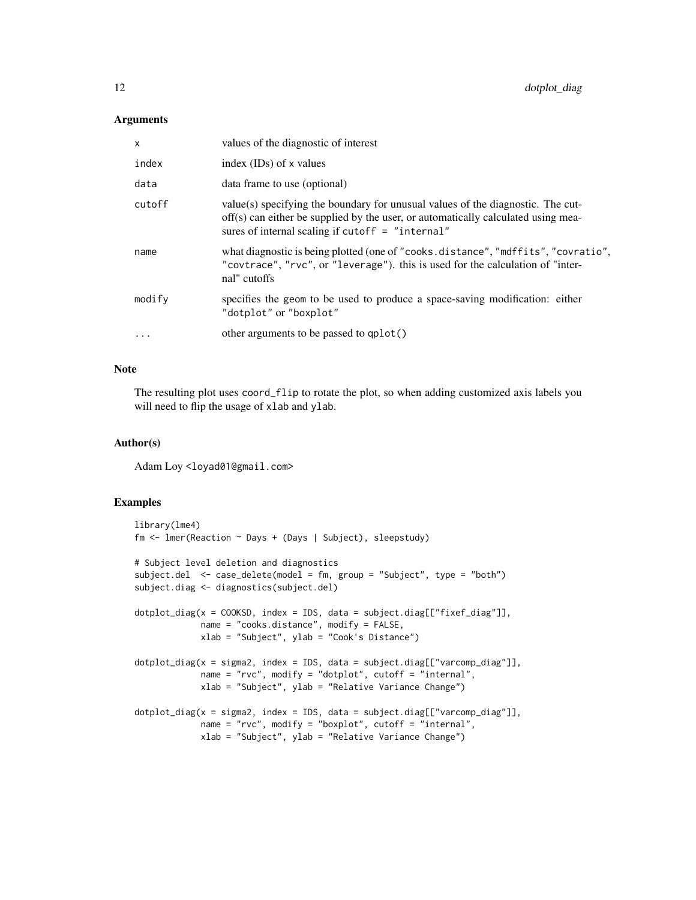## Arguments

| | |
|---|---|
| x | values of the diagnostic of interest |
| index | index (IDs) of x values |
| data | data frame to use (optional) |
| cutoff | value(s) specifying the boundary for unusual values of the diagnostic. The cutoff(s) can either be supplied by the user, or automatically calculated using measures of internal scaling if `cutoff = "internal"` |
| name | what diagnostic is being plotted (one of "cooks.distance", "mdffits", "covratio", "covtrace", "rvc", or "leverage"). this is used for the calculation of "internal" cutoffs |
| modify | specifies the geom to be used to produce a space-saving modification: either "dotplot" or "boxplot" |
| ... | other arguments to be passed to `qplot()` |

## Note

The resulting plot uses `coord_flip` to rotate the plot, so when adding customized axis labels you will need to flip the usage of `xlab` and `ylab`.

## Author(s)

Adam Loy <loyad01@gmail.com>

## Examples

```
library(lme4)
fm <- lmer(Reaction ~ Days + (Days | Subject), sleepstudy)

# Subject level deletion and diagnostics
subject.del  <- case_delete(model = fm, group = "Subject", type = "both")
subject.diag <- diagnostics(subject.del)

dotplot_diag(x = COOKSD, index = IDS, data = subject.diag[["fixef_diag"]],
             name = "cooks.distance", modify = FALSE,
             xlab = "Subject", ylab = "Cook's Distance")

dotplot_diag(x = sigma2, index = IDS, data = subject.diag[["varcomp_diag"]],
             name = "rvc", modify = "dotplot", cutoff = "internal",
             xlab = "Subject", ylab = "Relative Variance Change")

dotplot_diag(x = sigma2, index = IDS, data = subject.diag[["varcomp_diag"]],
             name = "rvc", modify = "boxplot", cutoff = "internal",
             xlab = "Subject", ylab = "Relative Variance Change")
```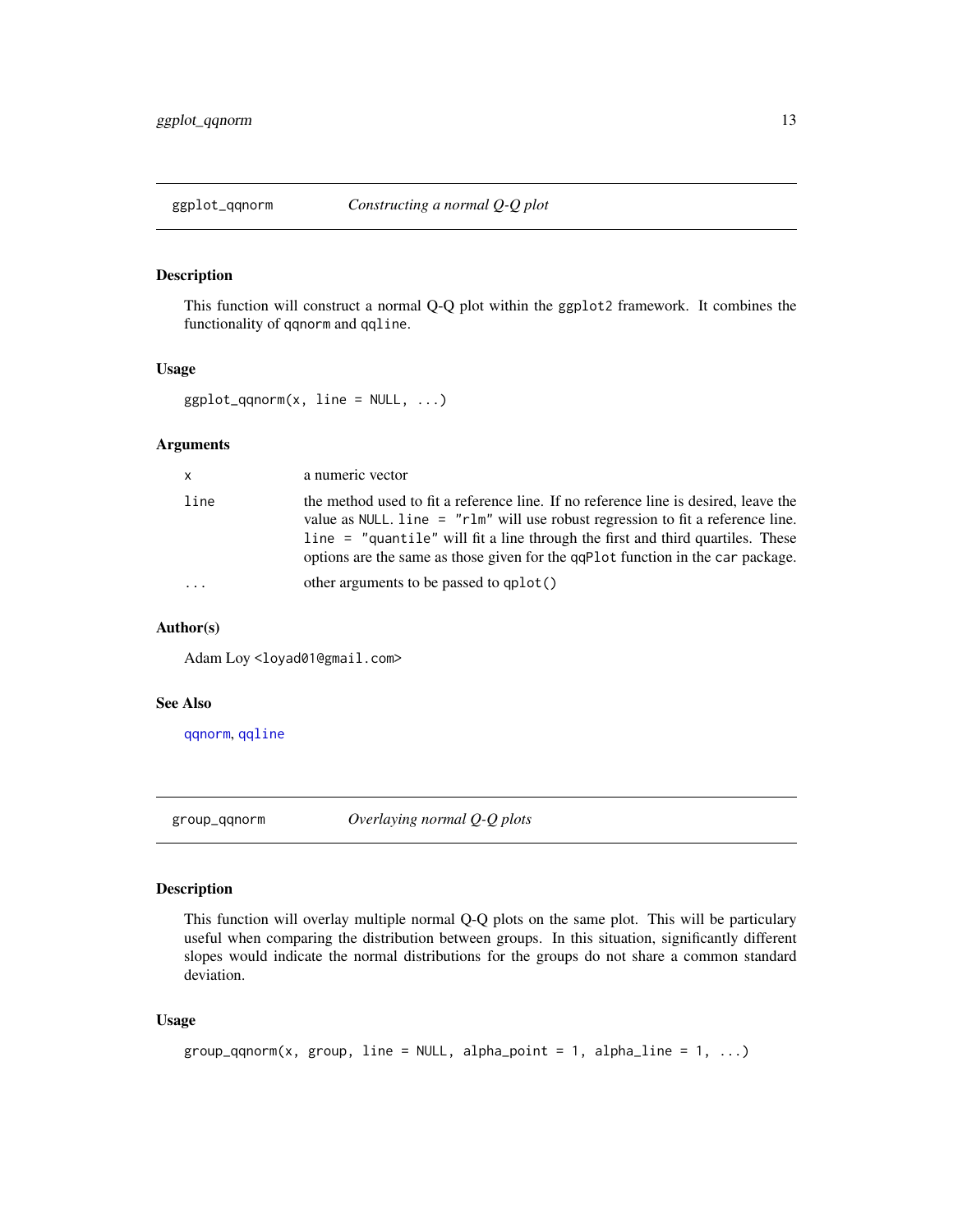## ggplot_qqnorm — *Constructing a normal Q-Q plot*

### Description

This function will construct a normal Q-Q plot within the `ggplot2` framework. It combines the functionality of `qqnorm` and `qqline`.

### Usage

```
ggplot_qqnorm(x, line = NULL, ...)
```

### Arguments

| | |
|---|---|
| `x` | a numeric vector |
| `line` | the method used to fit a reference line. If no reference line is desired, leave the value as `NULL`. `line = "rlm"` will use robust regression to fit a reference line. `line = "quantile"` will fit a line through the first and third quartiles. These options are the same as those given for the `qqPlot` function in the `car` package. |
| `...` | other arguments to be passed to `qplot()` |

### Author(s)

Adam Loy <loyad01@gmail.com>

### See Also

`qqnorm`, `qqline`

## group_qqnorm — *Overlaying normal Q-Q plots*

### Description

This function will overlay multiple normal Q-Q plots on the same plot. This will be particulary useful when comparing the distribution between groups. In this situation, significantly different slopes would indicate the normal distributions for the groups do not share a common standard deviation.

### Usage

```
group_qqnorm(x, group, line = NULL, alpha_point = 1, alpha_line = 1, ...)
```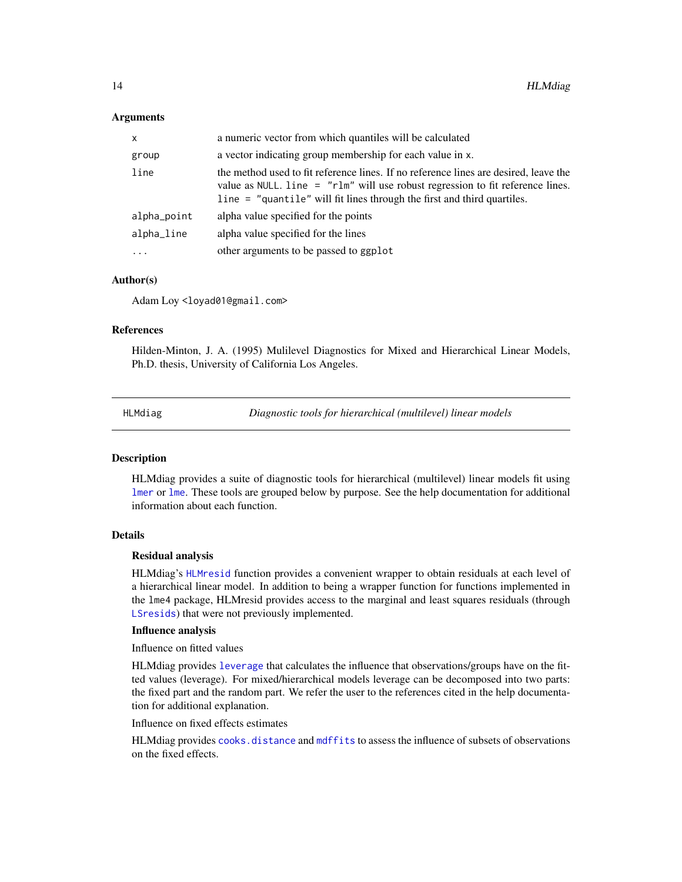### Arguments

| | |
|---|---|
| `x` | a numeric vector from which quantiles will be calculated |
| `group` | a vector indicating group membership for each value in `x`. |
| `line` | the method used to fit reference lines. If no reference lines are desired, leave the value as `NULL`. `line = "rlm"` will use robust regression to fit reference lines. `line = "quantile"` will fit lines through the first and third quartiles. |
| `alpha_point` | alpha value specified for the points |
| `alpha_line` | alpha value specified for the lines |
| `...` | other arguments to be passed to `ggplot` |

### Author(s)

Adam Loy <loyad01@gmail.com>

### References

Hilden-Minton, J. A. (1995) Mulilevel Diagnostics for Mixed and Hierarchical Linear Models, Ph.D. thesis, University of California Los Angeles.

---

## HLMdiag — *Diagnostic tools for hierarchical (multilevel) linear models*

---

### Description

HLMdiag provides a suite of diagnostic tools for hierarchical (multilevel) linear models fit using `lmer` or `lme`. These tools are grouped below by purpose. See the help documentation for additional information about each function.

### Details

**Residual analysis**

HLMdiag's `HLMresid` function provides a convenient wrapper to obtain residuals at each level of a hierarchical linear model. In addition to being a wrapper function for functions implemented in the `lme4` package, HLMresid provides access to the marginal and least squares residuals (through `LSresids`) that were not previously implemented.

**Influence analysis**

Influence on fitted values

HLMdiag provides `leverage` that calculates the influence that observations/groups have on the fitted values (leverage). For mixed/hierarchical models leverage can be decomposed into two parts: the fixed part and the random part. We refer the user to the references cited in the help documentation for additional explanation.

Influence on fixed effects estimates

HLMdiag provides `cooks.distance` and `mdffits` to assess the influence of subsets of observations on the fixed effects.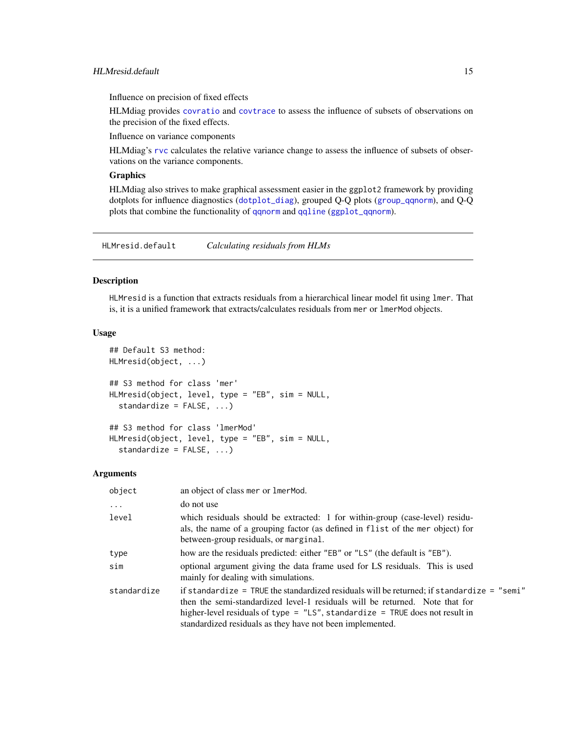Influence on precision of fixed effects

HLMdiag provides covratio and covtrace to assess the influence of subsets of observations on the precision of the fixed effects.

Influence on variance components

HLMdiag's rvc calculates the relative variance change to assess the influence of subsets of observations on the variance components.

### Graphics

HLMdiag also strives to make graphical assessment easier in the ggplot2 framework by providing dotplots for influence diagnostics (dotplot_diag), grouped Q-Q plots (group_qqnorm), and Q-Q plots that combine the functionality of qqnorm and qqline (ggplot_qqnorm).

---

## HLMresid.default — *Calculating residuals from HLMs*

### Description

HLMresid is a function that extracts residuals from a hierarchical linear model fit using lmer. That is, it is a unified framework that extracts/calculates residuals from mer or lmerMod objects.

### Usage

```
## Default S3 method:
HLMresid(object, ...)

## S3 method for class 'mer'
HLMresid(object, level, type = "EB", sim = NULL,
  standardize = FALSE, ...)

## S3 method for class 'lmerMod'
HLMresid(object, level, type = "EB", sim = NULL,
  standardize = FALSE, ...)
```

### Arguments

| | |
|---|---|
| object | an object of class mer or lmerMod. |
| ... | do not use |
| level | which residuals should be extracted: 1 for within-group (case-level) residuals, the name of a grouping factor (as defined in flist of the mer object) for between-group residuals, or marginal. |
| type | how are the residuals predicted: either "EB" or "LS" (the default is "EB"). |
| sim | optional argument giving the data frame used for LS residuals. This is used mainly for dealing with simulations. |
| standardize | if standardize = TRUE the standardized residuals will be returned; if standardize = "semi" then the semi-standardized level-1 residuals will be returned. Note that for higher-level residuals of type = "LS", standardize = TRUE does not result in standardized residuals as they have not been implemented. |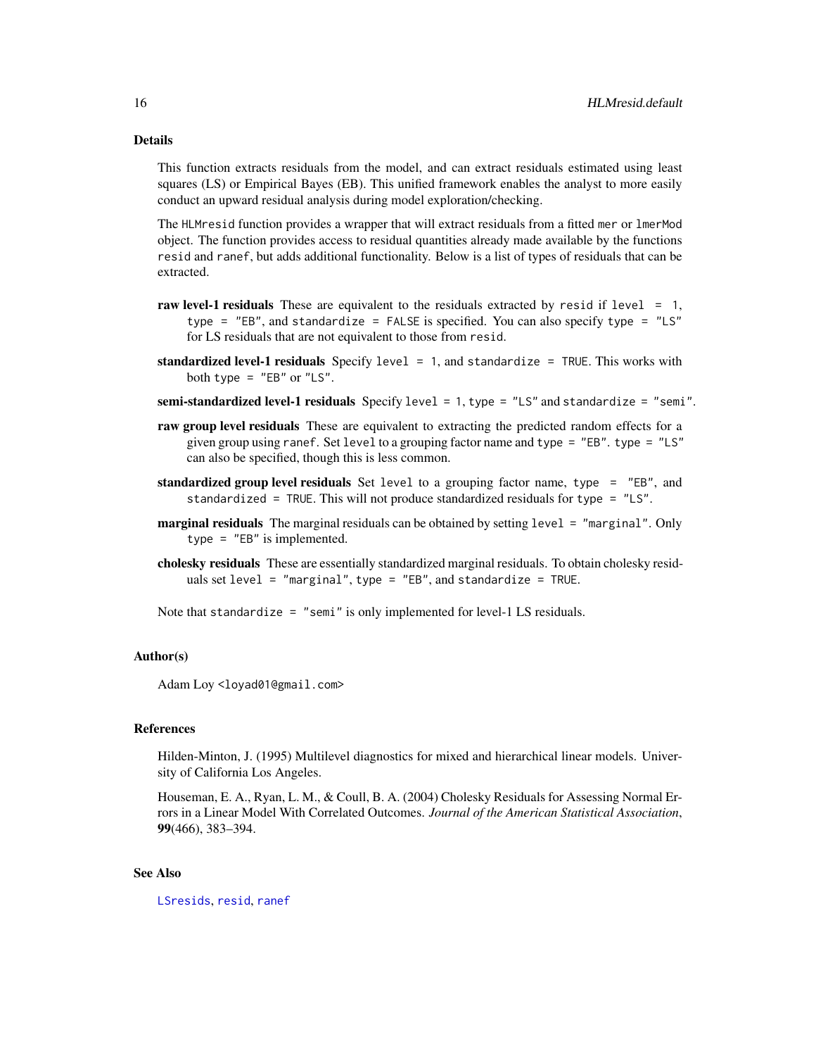## Details

This function extracts residuals from the model, and can extract residuals estimated using least squares (LS) or Empirical Bayes (EB). This unified framework enables the analyst to more easily conduct an upward residual analysis during model exploration/checking.

The `HLMresid` function provides a wrapper that will extract residuals from a fitted `mer` or `lmerMod` object. The function provides access to residual quantities already made available by the functions `resid` and `ranef`, but adds additional functionality. Below is a list of types of residuals that can be extracted.

**raw level-1 residuals** These are equivalent to the residuals extracted by `resid` if `level = 1`, `type = "EB"`, and `standardize = FALSE` is specified. You can also specify `type = "LS"` for LS residuals that are not equivalent to those from `resid`.

**standardized level-1 residuals** Specify `level = 1`, and `standardize = TRUE`. This works with both `type = "EB"` or `"LS"`.

**semi-standardized level-1 residuals** Specify `level = 1`, `type = "LS"` and `standardize = "semi"`.

**raw group level residuals** These are equivalent to extracting the predicted random effects for a given group using `ranef`. Set `level` to a grouping factor name and `type = "EB"`. `type = "LS"` can also be specified, though this is less common.

**standardized group level residuals** Set `level` to a grouping factor name, `type = "EB"`, and `standardized = TRUE`. This will not produce standardized residuals for `type = "LS"`.

**marginal residuals** The marginal residuals can be obtained by setting `level = "marginal"`. Only `type = "EB"` is implemented.

**cholesky residuals** These are essentially standardized marginal residuals. To obtain cholesky residuals set `level = "marginal"`, `type = "EB"`, and `standardize = TRUE`.

Note that `standardize = "semi"` is only implemented for level-1 LS residuals.

## Author(s)

Adam Loy <loyad01@gmail.com>

## References

Hilden-Minton, J. (1995) Multilevel diagnostics for mixed and hierarchical linear models. University of California Los Angeles.

Houseman, E. A., Ryan, L. M., & Coull, B. A. (2004) Cholesky Residuals for Assessing Normal Errors in a Linear Model With Correlated Outcomes. *Journal of the American Statistical Association*, **99**(466), 383–394.

## See Also

`LSresids`, `resid`, `ranef`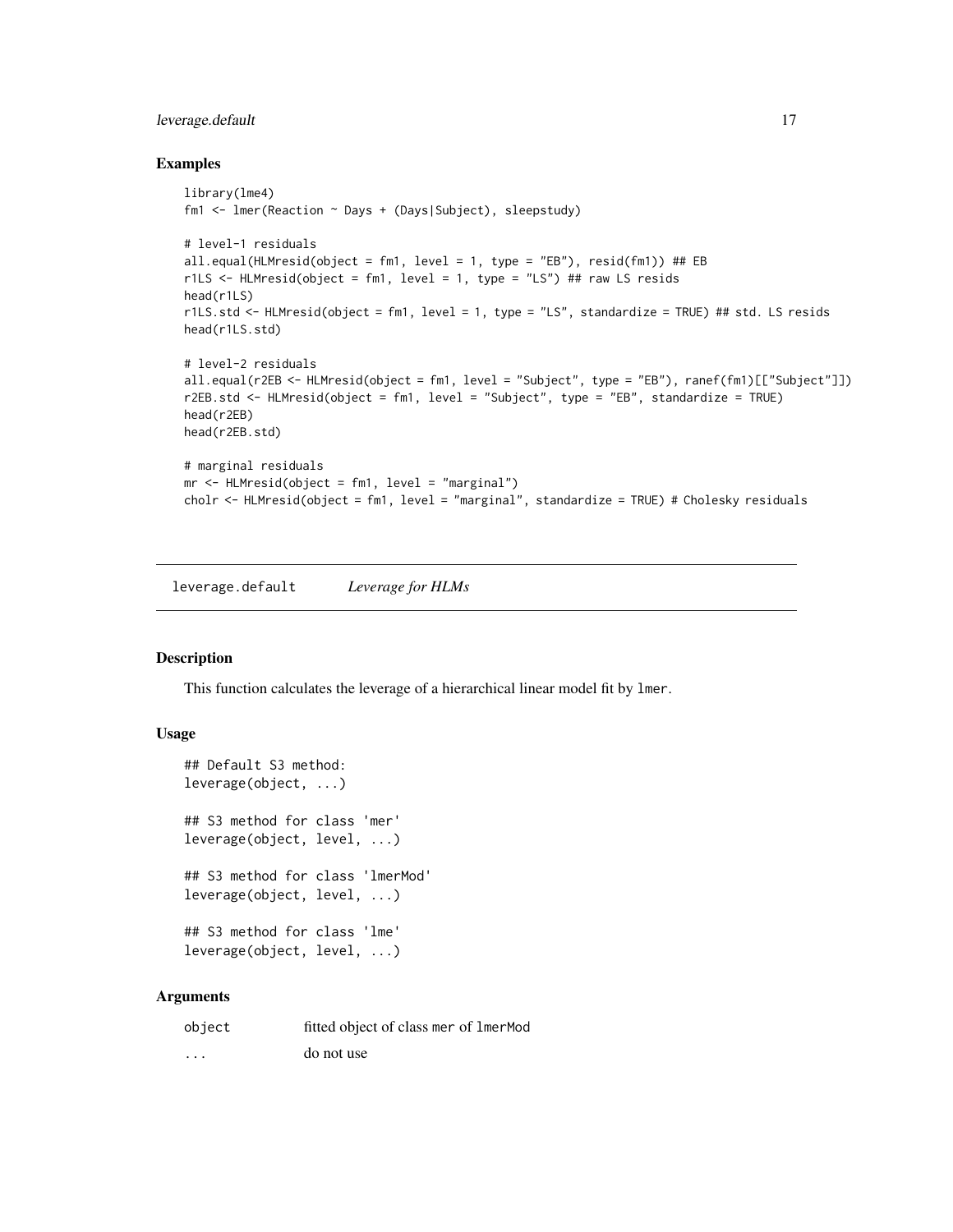## Examples

```
library(lme4)
fm1 <- lmer(Reaction ~ Days + (Days|Subject), sleepstudy)

# level-1 residuals
all.equal(HLMresid(object = fm1, level = 1, type = "EB"), resid(fm1)) ## EB
r1LS <- HLMresid(object = fm1, level = 1, type = "LS") ## raw LS resids
head(r1LS)
r1LS.std <- HLMresid(object = fm1, level = 1, type = "LS", standardize = TRUE) ## std. LS resids
head(r1LS.std)

# level-2 residuals
all.equal(r2EB <- HLMresid(object = fm1, level = "Subject", type = "EB"), ranef(fm1)[["Subject"]])
r2EB.std <- HLMresid(object = fm1, level = "Subject", type = "EB", standardize = TRUE)
head(r2EB)
head(r2EB.std)

# marginal residuals
mr <- HLMresid(object = fm1, level = "marginal")
cholr <- HLMresid(object = fm1, level = "marginal", standardize = TRUE) # Cholesky residuals
```

---

# leverage.default *Leverage for HLMs*

---

## Description

This function calculates the leverage of a hierarchical linear model fit by `lmer`.

## Usage

```
## Default S3 method:
leverage(object, ...)

## S3 method for class 'mer'
leverage(object, level, ...)

## S3 method for class 'lmerMod'
leverage(object, level, ...)

## S3 method for class 'lme'
leverage(object, level, ...)
```

## Arguments

| | |
|---|---|
| `object` | fitted object of class `mer` of `lmerMod` |
| `...` | do not use |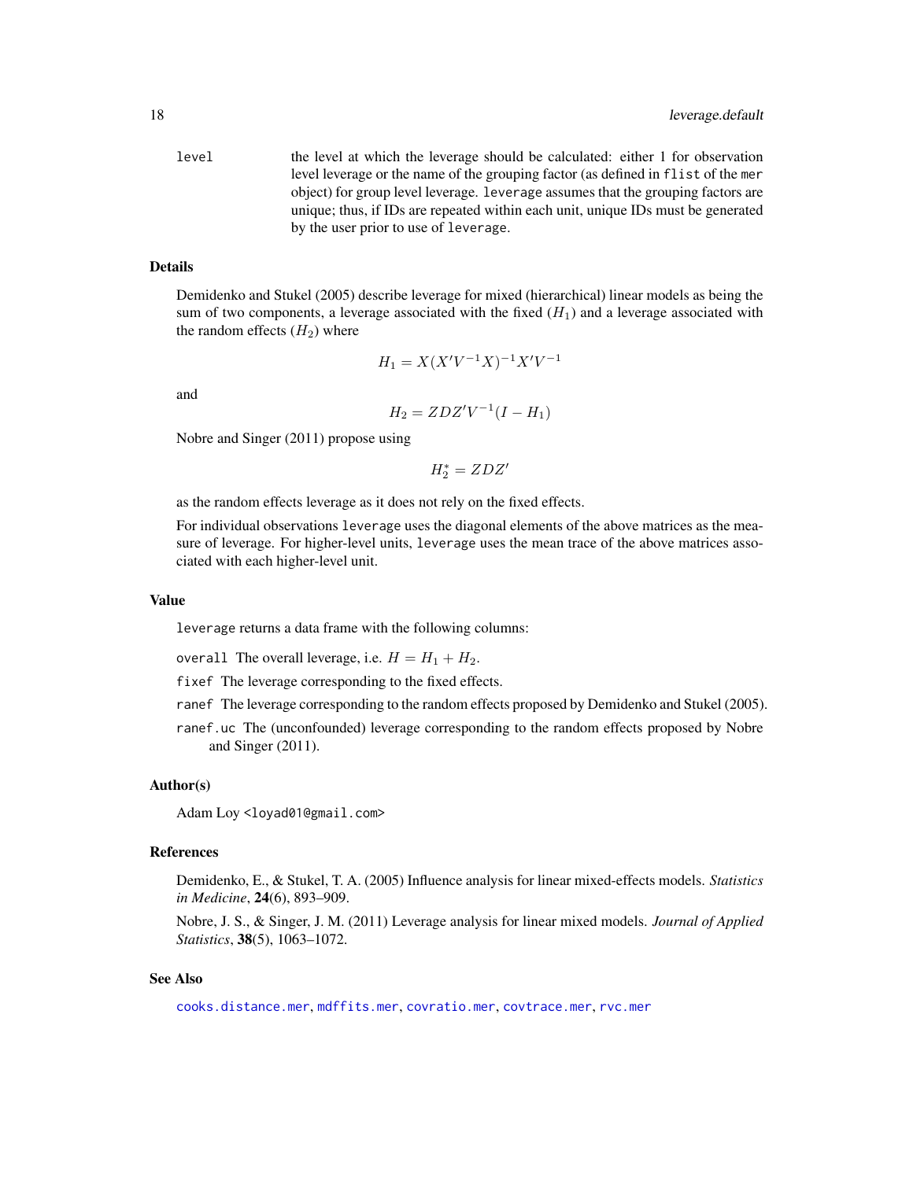level the level at which the leverage should be calculated: either 1 for observation level leverage or the name of the grouping factor (as defined in `flist` of the `mer` object) for group level leverage. `leverage` assumes that the grouping factors are unique; thus, if IDs are repeated within each unit, unique IDs must be generated by the user prior to use of `leverage`.

### Details

Demidenko and Stukel (2005) describe leverage for mixed (hierarchical) linear models as being the sum of two components, a leverage associated with the fixed ($H_1$) and a leverage associated with the random effects ($H_2$) where

$$H_1 = X(X'V^{-1}X)^{-1}X'V^{-1}$$

and

$$H_2 = ZDZ'V^{-1}(I - H_1)$$

Nobre and Singer (2011) propose using

$$H_2^* = ZDZ'$$

as the random effects leverage as it does not rely on the fixed effects.

For individual observations `leverage` uses the diagonal elements of the above matrices as the measure of leverage. For higher-level units, `leverage` uses the mean trace of the above matrices associated with each higher-level unit.

### Value

`leverage` returns a data frame with the following columns:

`overall` The overall leverage, i.e. $H = H_1 + H_2$.

`fixef` The leverage corresponding to the fixed effects.

`ranef` The leverage corresponding to the random effects proposed by Demidenko and Stukel (2005).

`ranef.uc` The (unconfounded) leverage corresponding to the random effects proposed by Nobre and Singer (2011).

### Author(s)

Adam Loy <loyad01@gmail.com>

### References

Demidenko, E., & Stukel, T. A. (2005) Influence analysis for linear mixed-effects models. *Statistics in Medicine*, **24**(6), 893–909.

Nobre, J. S., & Singer, J. M. (2011) Leverage analysis for linear mixed models. *Journal of Applied Statistics*, **38**(5), 1063–1072.

### See Also

`cooks.distance.mer`, `mdffits.mer`, `covratio.mer`, `covtrace.mer`, `rvc.mer`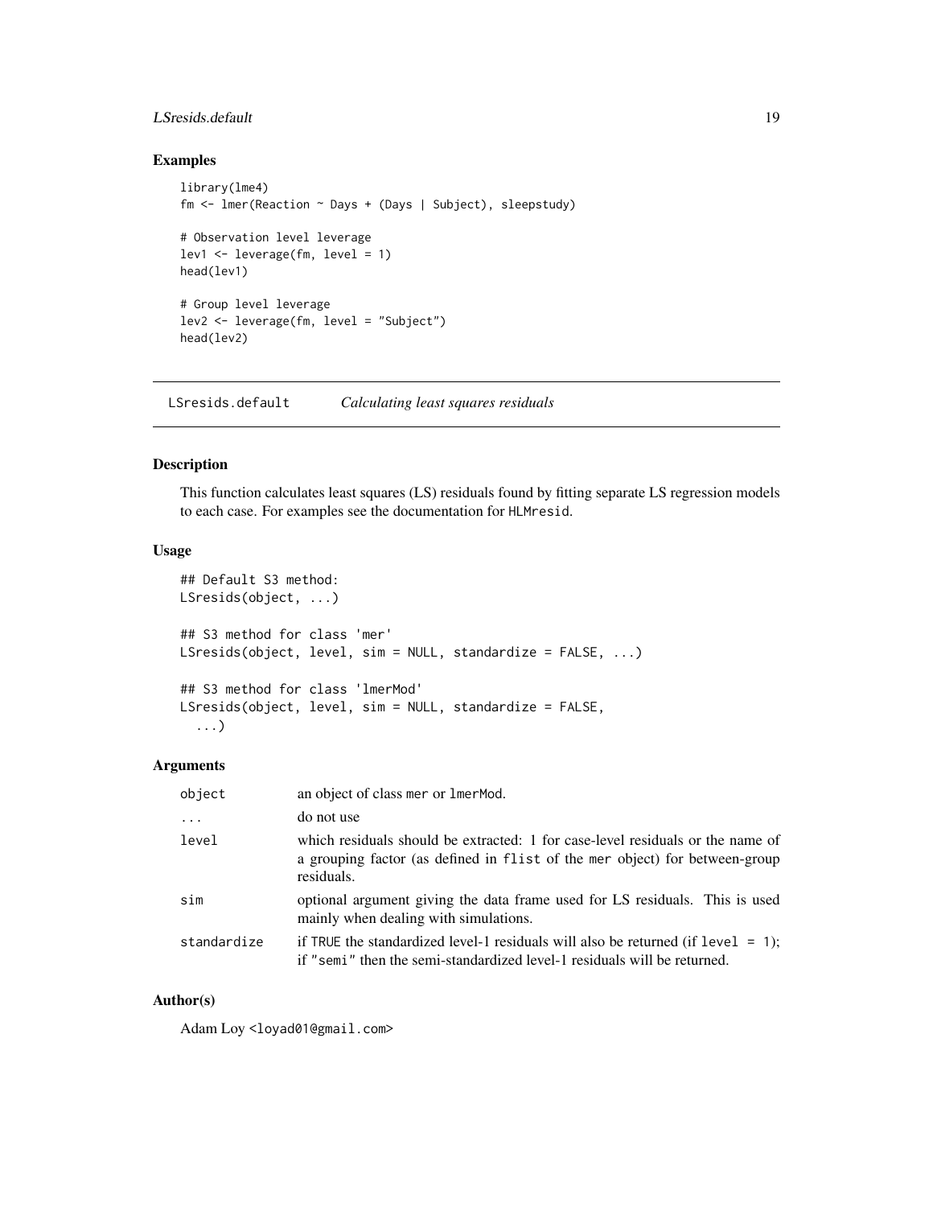## Examples

```
library(lme4)
fm <- lmer(Reaction ~ Days + (Days | Subject), sleepstudy)

# Observation level leverage
lev1 <- leverage(fm, level = 1)
head(lev1)

# Group level leverage
lev2 <- leverage(fm, level = "Subject")
head(lev2)
```

---

# LSresids.default — *Calculating least squares residuals*

## Description

This function calculates least squares (LS) residuals found by fitting separate LS regression models to each case. For examples see the documentation for `HLMresid`.

## Usage

```
## Default S3 method:
LSresids(object, ...)

## S3 method for class 'mer'
LSresids(object, level, sim = NULL, standardize = FALSE, ...)

## S3 method for class 'lmerMod'
LSresids(object, level, sim = NULL, standardize = FALSE,
  ...)
```

## Arguments

| | |
|---|---|
| `object` | an object of class `mer` or `lmerMod`. |
| `...` | do not use |
| `level` | which residuals should be extracted: 1 for case-level residuals or the name of a grouping factor (as defined in `flist` of the `mer` object) for between-group residuals. |
| `sim` | optional argument giving the data frame used for LS residuals. This is used mainly when dealing with simulations. |
| `standardize` | if `TRUE` the standardized level-1 residuals will also be returned (if `level = 1`); if `"semi"` then the semi-standardized level-1 residuals will be returned. |

## Author(s)

Adam Loy <loyad01@gmail.com>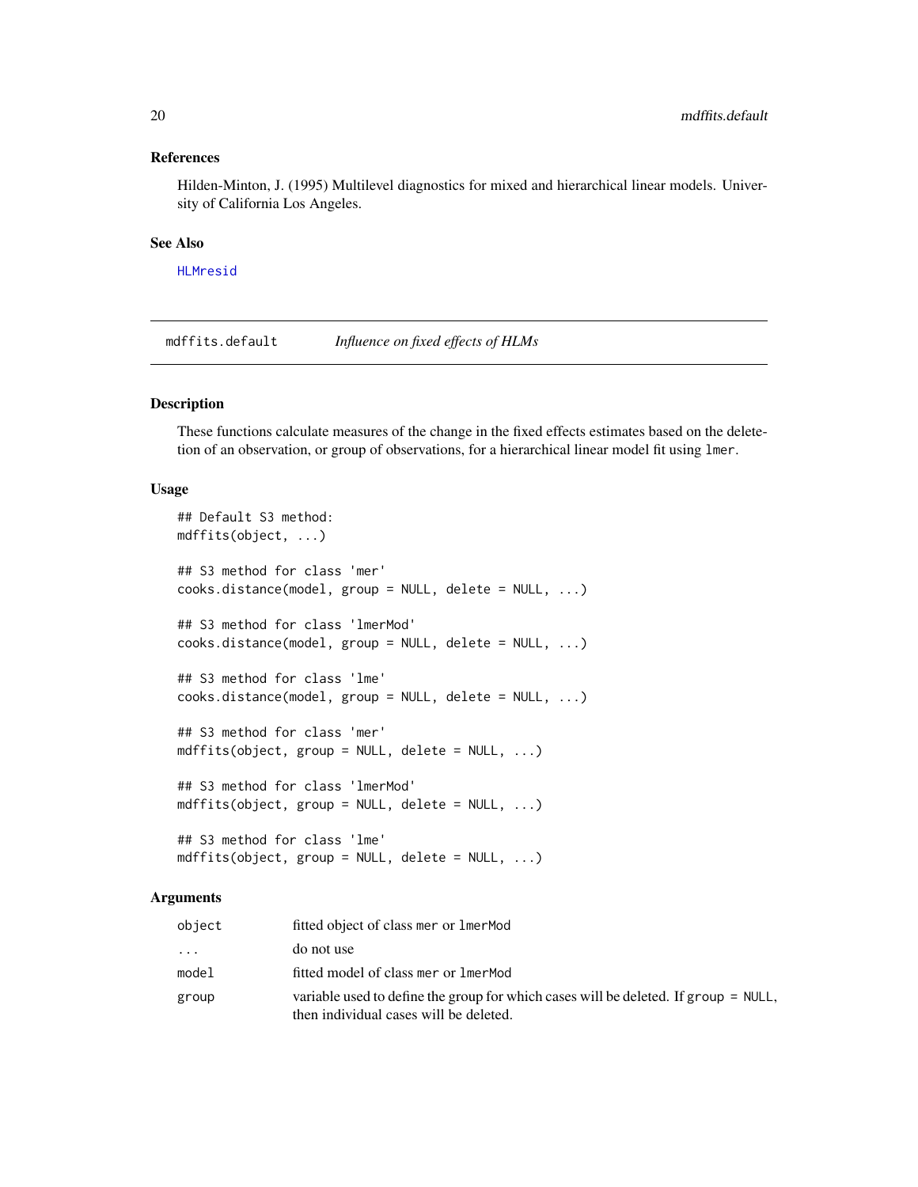## References

Hilden-Minton, J. (1995) Multilevel diagnostics for mixed and hierarchical linear models. University of California Los Angeles.

## See Also

HLMresid

---

# mdffits.default *Influence on fixed effects of HLMs*

## Description

These functions calculate measures of the change in the fixed effects estimates based on the deletion of an observation, or group of observations, for a hierarchical linear model fit using `lmer`.

## Usage

```
## Default S3 method:
mdffits(object, ...)

## S3 method for class 'mer'
cooks.distance(model, group = NULL, delete = NULL, ...)

## S3 method for class 'lmerMod'
cooks.distance(model, group = NULL, delete = NULL, ...)

## S3 method for class 'lme'
cooks.distance(model, group = NULL, delete = NULL, ...)

## S3 method for class 'mer'
mdffits(object, group = NULL, delete = NULL, ...)

## S3 method for class 'lmerMod'
mdffits(object, group = NULL, delete = NULL, ...)

## S3 method for class 'lme'
mdffits(object, group = NULL, delete = NULL, ...)
```

## Arguments

| | |
|---|---|
| `object` | fitted object of class `mer` or `lmerMod` |
| `...` | do not use |
| `model` | fitted model of class `mer` or `lmerMod` |
| `group` | variable used to define the group for which cases will be deleted. If `group = NULL`, then individual cases will be deleted. |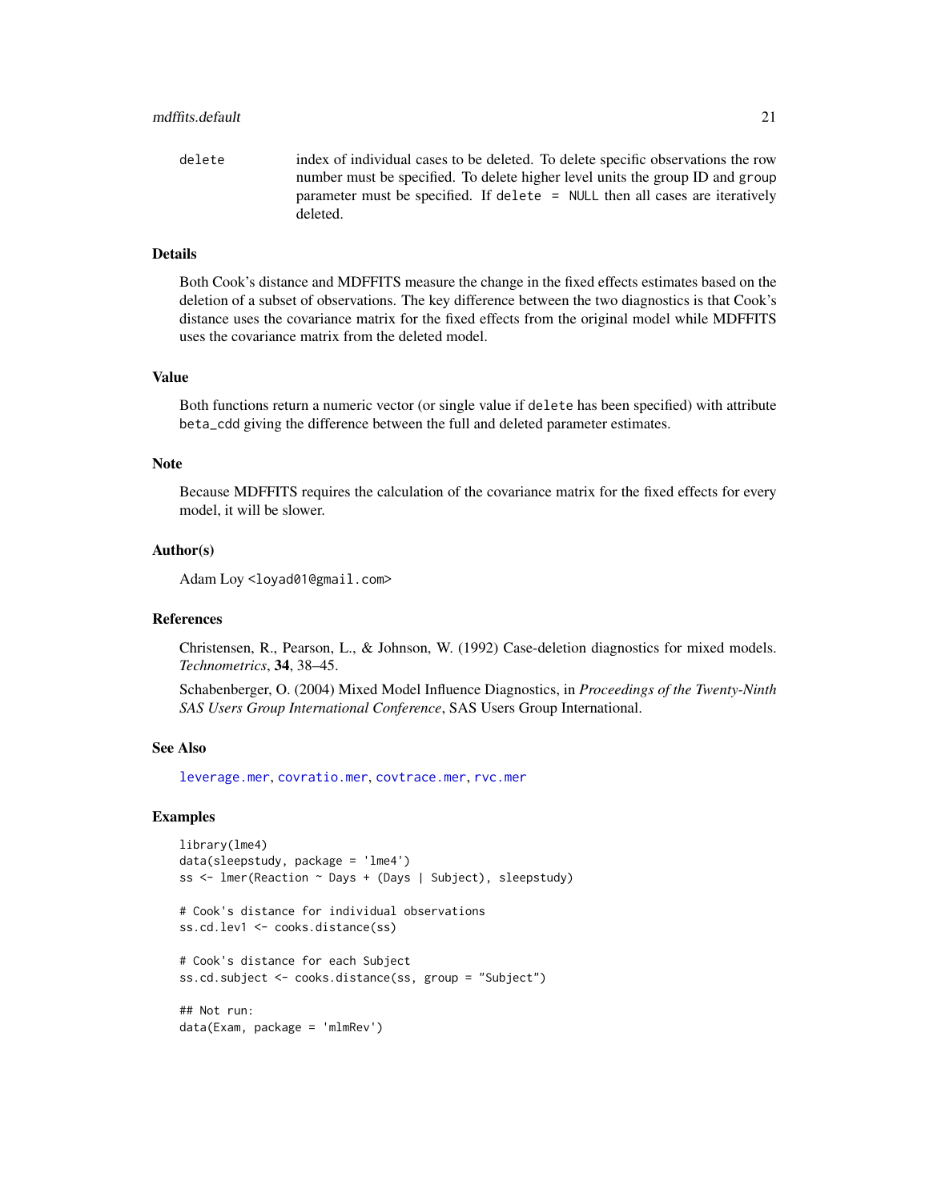delete  index of individual cases to be deleted. To delete specific observations the row number must be specified. To delete higher level units the group ID and group parameter must be specified. If delete = NULL then all cases are iteratively deleted.

## Details

Both Cook's distance and MDFFITS measure the change in the fixed effects estimates based on the deletion of a subset of observations. The key difference between the two diagnostics is that Cook's distance uses the covariance matrix for the fixed effects from the original model while MDFFITS uses the covariance matrix from the deleted model.

## Value

Both functions return a numeric vector (or single value if delete has been specified) with attribute beta_cdd giving the difference between the full and deleted parameter estimates.

## Note

Because MDFFITS requires the calculation of the covariance matrix for the fixed effects for every model, it will be slower.

## Author(s)

Adam Loy <loyad01@gmail.com>

## References

Christensen, R., Pearson, L., & Johnson, W. (1992) Case-deletion diagnostics for mixed models. *Technometrics*, **34**, 38–45.

Schabenberger, O. (2004) Mixed Model Influence Diagnostics, in *Proceedings of the Twenty-Ninth SAS Users Group International Conference*, SAS Users Group International.

## See Also

leverage.mer, covratio.mer, covtrace.mer, rvc.mer

## Examples

```
library(lme4)
data(sleepstudy, package = 'lme4')
ss <- lmer(Reaction ~ Days + (Days | Subject), sleepstudy)

# Cook's distance for individual observations
ss.cd.lev1 <- cooks.distance(ss)

# Cook's distance for each Subject
ss.cd.subject <- cooks.distance(ss, group = "Subject")

## Not run:
data(Exam, package = 'mlmRev')
```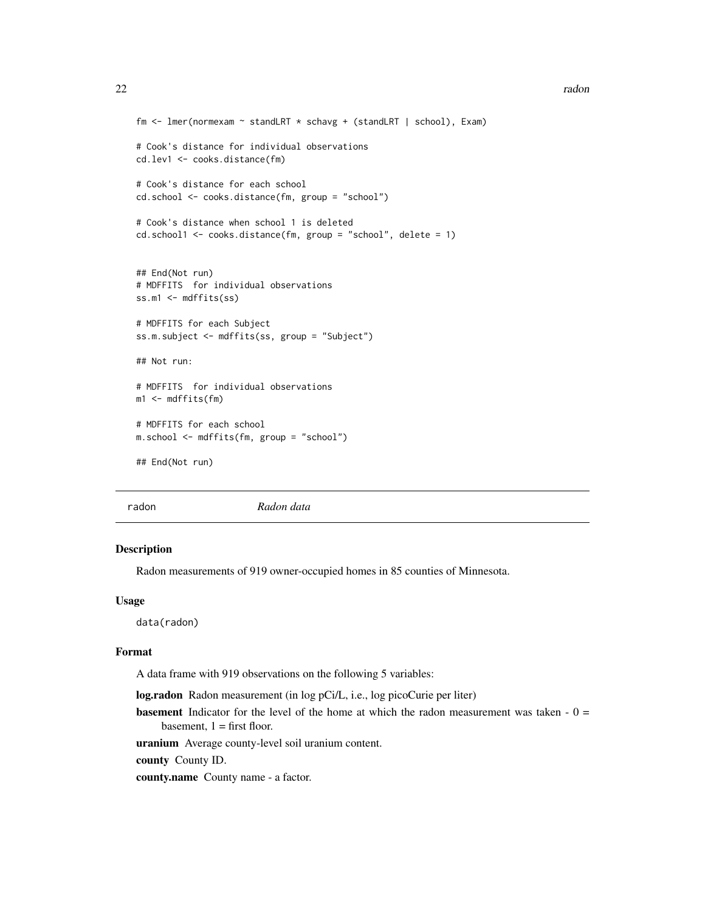```
fm <- lmer(normexam ~ standLRT * schavg + (standLRT | school), Exam)

# Cook's distance for individual observations
cd.lev1 <- cooks.distance(fm)

# Cook's distance for each school
cd.school <- cooks.distance(fm, group = "school")

# Cook's distance when school 1 is deleted
cd.school1 <- cooks.distance(fm, group = "school", delete = 1)


## End(Not run)
# MDFFITS  for individual observations
ss.m1 <- mdffits(ss)

# MDFFITS for each Subject
ss.m.subject <- mdffits(ss, group = "Subject")

## Not run:

# MDFFITS  for individual observations
m1 <- mdffits(fm)

# MDFFITS for each school
m.school <- mdffits(fm, group = "school")

## End(Not run)
```

---

radon *Radon data*

---

### Description

Radon measurements of 919 owner-occupied homes in 85 counties of Minnesota.

### Usage

`data(radon)`

### Format

A data frame with 919 observations on the following 5 variables:

**log.radon** Radon measurement (in log pCi/L, i.e., log picoCurie per liter)

**basement** Indicator for the level of the home at which the radon measurement was taken - 0 = basement, 1 = first floor.

**uranium** Average county-level soil uranium content.

**county** County ID.

**county.name** County name - a factor.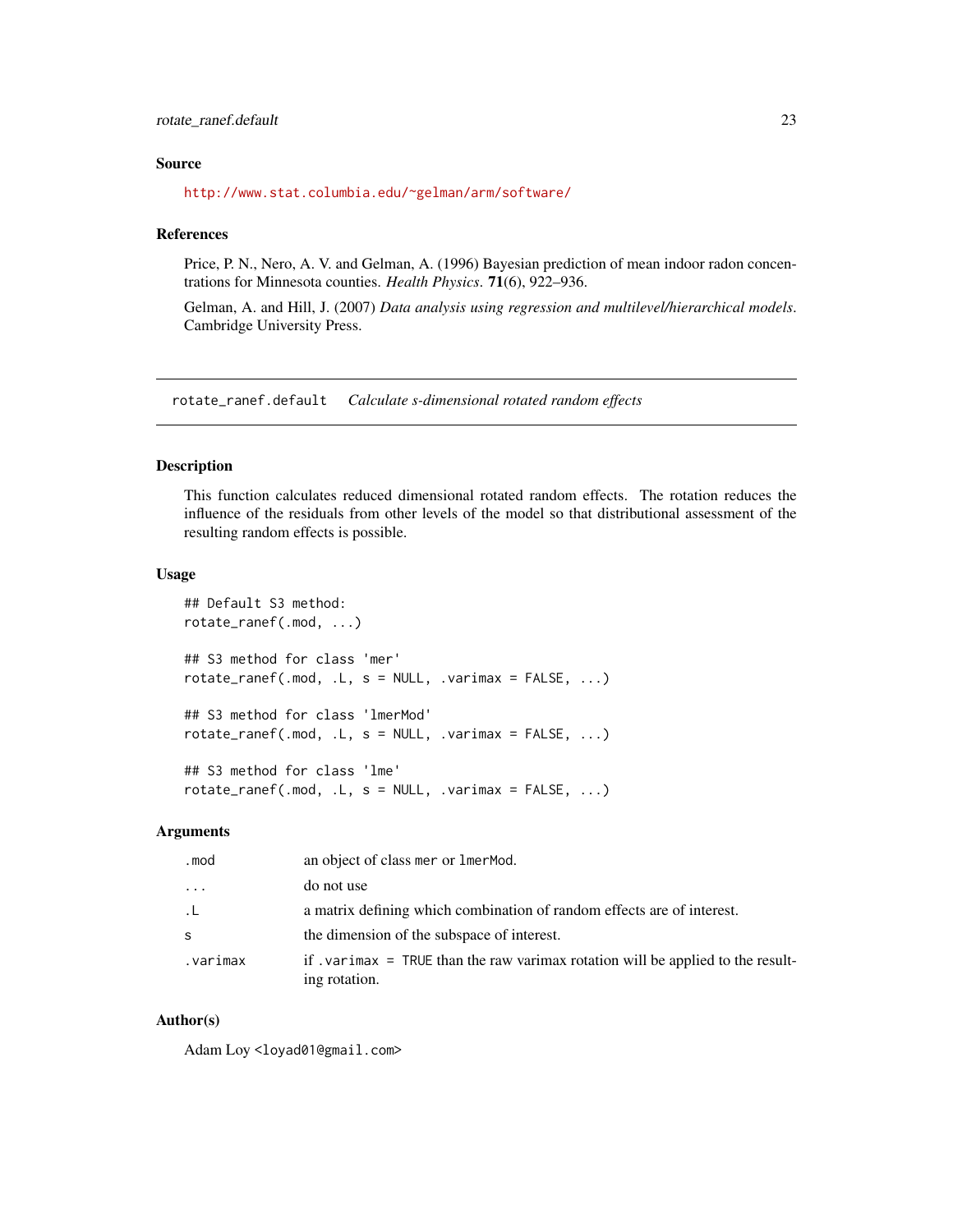## Source

http://www.stat.columbia.edu/~gelman/arm/software/

## References

Price, P. N., Nero, A. V. and Gelman, A. (1996) Bayesian prediction of mean indoor radon concentrations for Minnesota counties. *Health Physics*. **71**(6), 922–936.

Gelman, A. and Hill, J. (2007) *Data analysis using regression and multilevel/hierarchical models*. Cambridge University Press.

---

# rotate_ranef.default *Calculate s-dimensional rotated random effects*

## Description

This function calculates reduced dimensional rotated random effects. The rotation reduces the influence of the residuals from other levels of the model so that distributional assessment of the resulting random effects is possible.

## Usage

```
## Default S3 method:
rotate_ranef(.mod, ...)

## S3 method for class 'mer'
rotate_ranef(.mod, .L, s = NULL, .varimax = FALSE, ...)

## S3 method for class 'lmerMod'
rotate_ranef(.mod, .L, s = NULL, .varimax = FALSE, ...)

## S3 method for class 'lme'
rotate_ranef(.mod, .L, s = NULL, .varimax = FALSE, ...)
```

## Arguments

| | |
|---|---|
| `.mod` | an object of class `mer` or `lmerMod`. |
| `...` | do not use |
| `.L` | a matrix defining which combination of random effects are of interest. |
| `s` | the dimension of the subspace of interest. |
| `.varimax` | if `.varimax = TRUE` than the raw varimax rotation will be applied to the resulting rotation. |

## Author(s)

Adam Loy <loyad01@gmail.com>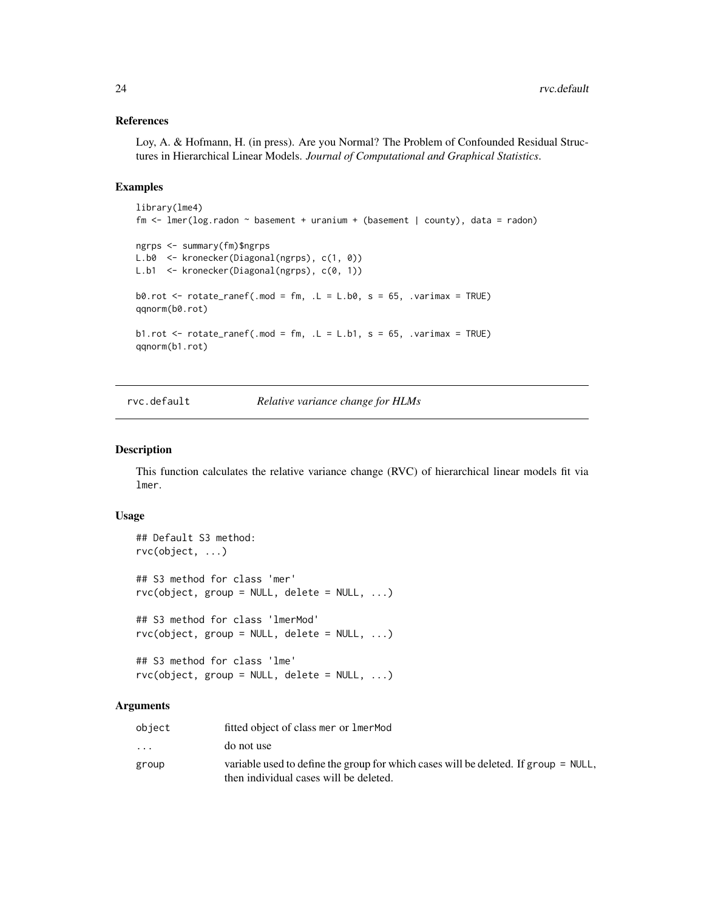### References

Loy, A. & Hofmann, H. (in press). Are you Normal? The Problem of Confounded Residual Structures in Hierarchical Linear Models. *Journal of Computational and Graphical Statistics*.

### Examples

```
library(lme4)
fm <- lmer(log.radon ~ basement + uranium + (basement | county), data = radon)

ngrps <- summary(fm)$ngrps
L.b0  <- kronecker(Diagonal(ngrps), c(1, 0))
L.b1  <- kronecker(Diagonal(ngrps), c(0, 1))

b0.rot <- rotate_ranef(.mod = fm, .L = L.b0, s = 65, .varimax = TRUE)
qqnorm(b0.rot)

b1.rot <- rotate_ranef(.mod = fm, .L = L.b1, s = 65, .varimax = TRUE)
qqnorm(b1.rot)
```

---

## rvc.default — *Relative variance change for HLMs*

### Description

This function calculates the relative variance change (RVC) of hierarchical linear models fit via `lmer`.

### Usage

```
## Default S3 method:
rvc(object, ...)

## S3 method for class 'mer'
rvc(object, group = NULL, delete = NULL, ...)

## S3 method for class 'lmerMod'
rvc(object, group = NULL, delete = NULL, ...)

## S3 method for class 'lme'
rvc(object, group = NULL, delete = NULL, ...)
```

### Arguments

| | |
|---|---|
| `object` | fitted object of class `mer` or `lmerMod` |
| `...` | do not use |
| `group` | variable used to define the group for which cases will be deleted. If `group = NULL`, then individual cases will be deleted. |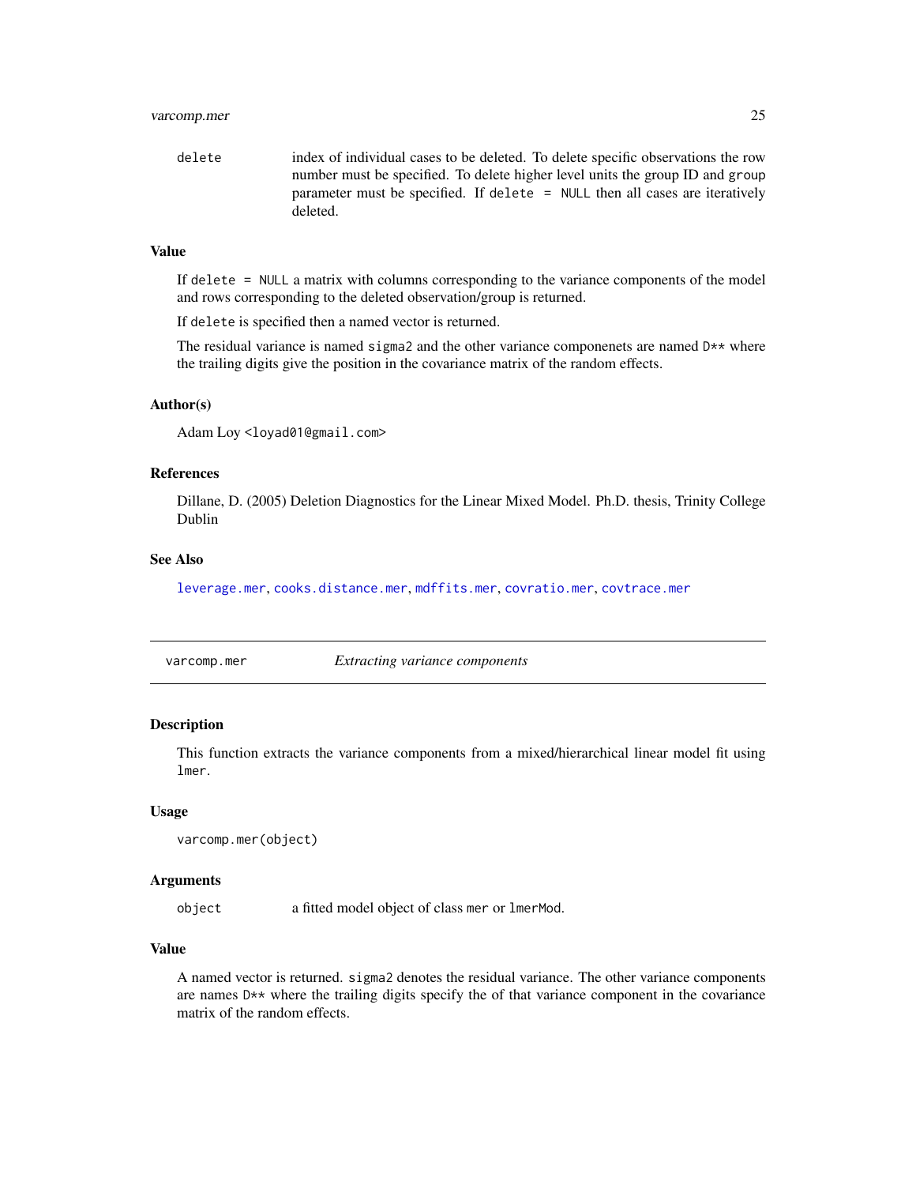delete — index of individual cases to be deleted. To delete specific observations the row number must be specified. To delete higher level units the group ID and `group` parameter must be specified. If `delete = NULL` then all cases are iteratively deleted.

### Value

If `delete = NULL` a matrix with columns corresponding to the variance components of the model and rows corresponding to the deleted observation/group is returned.

If `delete` is specified then a named vector is returned.

The residual variance is named `sigma2` and the other variance componenets are named `D**` where the trailing digits give the position in the covariance matrix of the random effects.

### Author(s)

Adam Loy <loyad01@gmail.com>

### References

Dillane, D. (2005) Deletion Diagnostics for the Linear Mixed Model. Ph.D. thesis, Trinity College Dublin

### See Also

`leverage.mer`, `cooks.distance.mer`, `mdffits.mer`, `covratio.mer`, `covtrace.mer`

---

## varcomp.mer — *Extracting variance components*

### Description

This function extracts the variance components from a mixed/hierarchical linear model fit using `lmer`.

### Usage

```
varcomp.mer(object)
```

### Arguments

object — a fitted model object of class `mer` or `lmerMod`.

### Value

A named vector is returned. `sigma2` denotes the residual variance. The other variance components are names `D**` where the trailing digits specify the of that variance component in the covariance matrix of the random effects.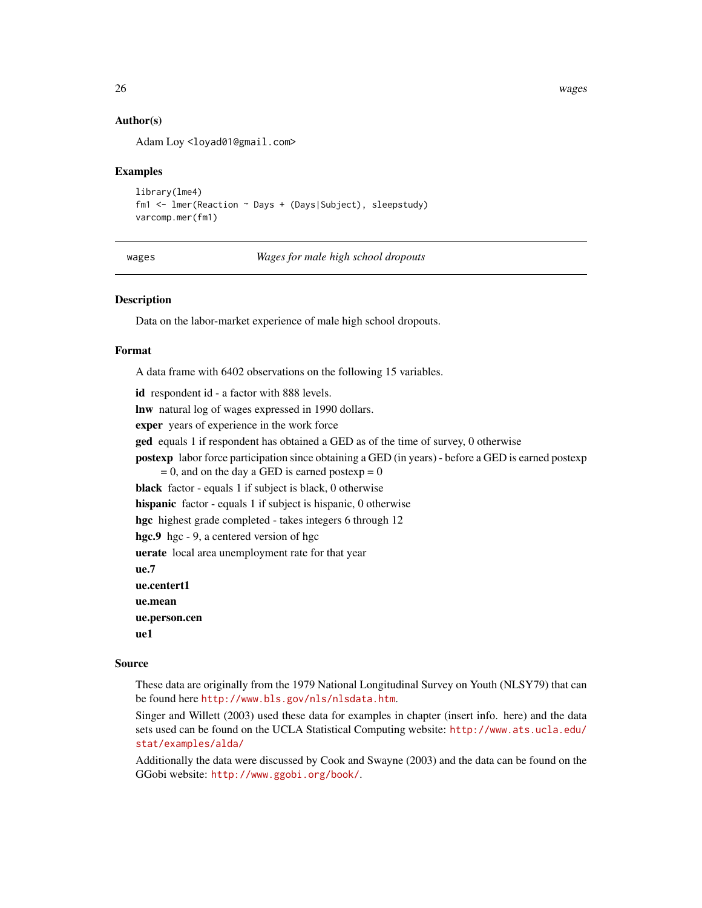### Author(s)

Adam Loy <loyad01@gmail.com>

### Examples

```
library(lme4)
fm1 <- lmer(Reaction ~ Days + (Days|Subject), sleepstudy)
varcomp.mer(fm1)
```

---

## wages — *Wages for male high school dropouts*

---

### Description

Data on the labor-market experience of male high school dropouts.

### Format

A data frame with 6402 observations on the following 15 variables.

**id** respondent id - a factor with 888 levels.

**lnw** natural log of wages expressed in 1990 dollars.

**exper** years of experience in the work force

**ged** equals 1 if respondent has obtained a GED as of the time of survey, 0 otherwise

**postexp** labor force participation since obtaining a GED (in years) - before a GED is earned postexp = 0, and on the day a GED is earned postexp = 0

**black** factor - equals 1 if subject is black, 0 otherwise

**hispanic** factor - equals 1 if subject is hispanic, 0 otherwise

**hgc** highest grade completed - takes integers 6 through 12

**hgc.9** hgc - 9, a centered version of hgc

**uerate** local area unemployment rate for that year

**ue.7**

**ue.centert1**

**ue.mean**

**ue.person.cen**

**ue1**

### Source

These data are originally from the 1979 National Longitudinal Survey on Youth (NLSY79) that can be found here http://www.bls.gov/nls/nlsdata.htm.

Singer and Willett (2003) used these data for examples in chapter (insert info. here) and the data sets used can be found on the UCLA Statistical Computing website: http://www.ats.ucla.edu/stat/examples/alda/

Additionally the data were discussed by Cook and Swayne (2003) and the data can be found on the GGobi website: http://www.ggobi.org/book/.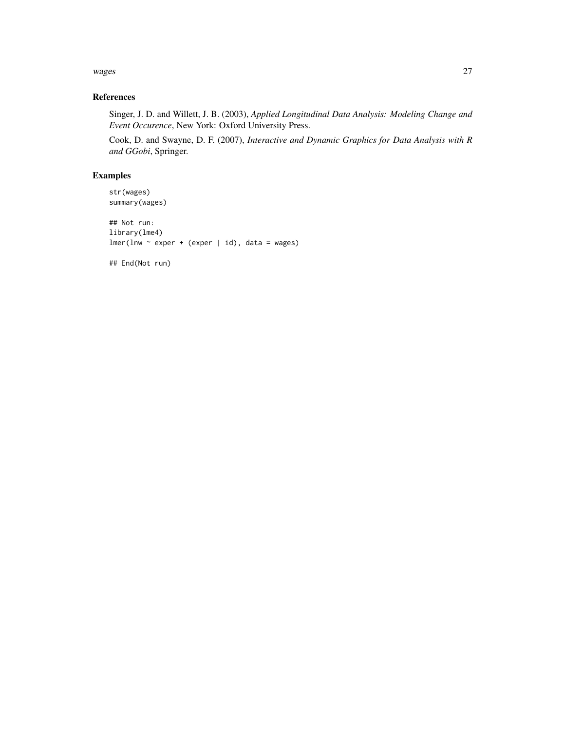## References

Singer, J. D. and Willett, J. B. (2003), *Applied Longitudinal Data Analysis: Modeling Change and Event Occurence*, New York: Oxford University Press.

Cook, D. and Swayne, D. F. (2007), *Interactive and Dynamic Graphics for Data Analysis with R and GGobi*, Springer.

## Examples

```
str(wages)
summary(wages)

## Not run:
library(lme4)
lmer(lnw ~ exper + (exper | id), data = wages)

## End(Not run)
```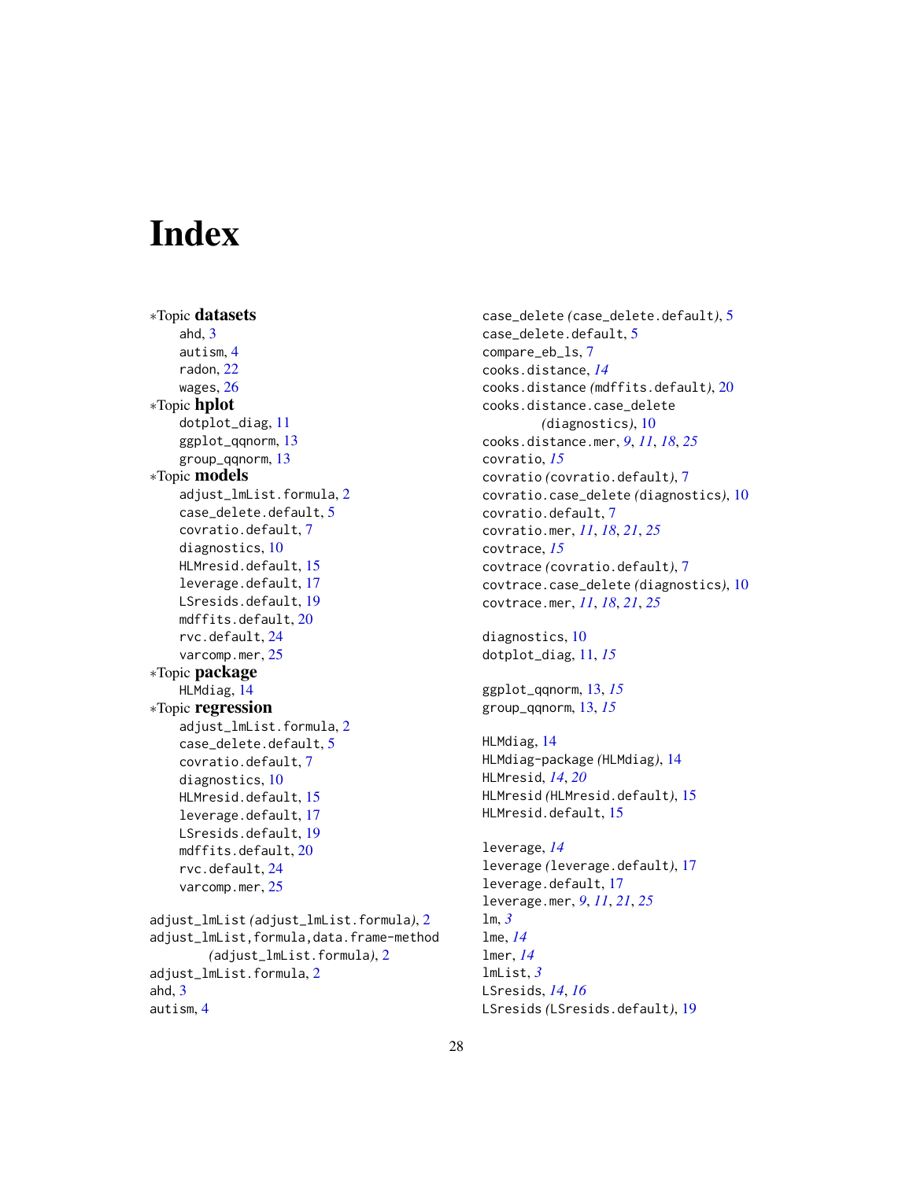# Index

∗Topic **datasets**
- ahd, 3
- autism, 4
- radon, 22
- wages, 26

∗Topic **hplot**
- dotplot_diag, 11
- ggplot_qqnorm, 13
- group_qqnorm, 13

∗Topic **models**
- adjust_lmList.formula, 2
- case_delete.default, 5
- covratio.default, 7
- diagnostics, 10
- HLMresid.default, 15
- leverage.default, 17
- LSresids.default, 19
- mdffits.default, 20
- rvc.default, 24
- varcomp.mer, 25

∗Topic **package**
- HLMdiag, 14

∗Topic **regression**
- adjust_lmList.formula, 2
- case_delete.default, 5
- covratio.default, 7
- diagnostics, 10
- HLMresid.default, 15
- leverage.default, 17
- LSresids.default, 19
- mdffits.default, 20
- rvc.default, 24
- varcomp.mer, 25

adjust_lmList *(*adjust_lmList.formula*)*, 2
adjust_lmList,formula,data.frame-method *(*adjust_lmList.formula*)*, 2
adjust_lmList.formula, 2
ahd, 3
autism, 4

case_delete *(*case_delete.default*)*, 5
case_delete.default, 5
compare_eb_ls, 7
cooks.distance, *14*
cooks.distance *(*mdffits.default*)*, 20
cooks.distance.case_delete *(*diagnostics*)*, 10
cooks.distance.mer, *9*, *11*, *18*, *25*
covratio, *15*
covratio *(*covratio.default*)*, 7
covratio.case_delete *(*diagnostics*)*, 10
covratio.default, 7
covratio.mer, *11*, *18*, *21*, *25*
covtrace, *15*
covtrace *(*covratio.default*)*, 7
covtrace.case_delete *(*diagnostics*)*, 10
covtrace.mer, *11*, *18*, *21*, *25*

diagnostics, 10
dotplot_diag, 11, *15*

ggplot_qqnorm, 13, *15*
group_qqnorm, 13, *15*

HLMdiag, 14
HLMdiag-package *(*HLMdiag*)*, 14
HLMresid, *14*, *20*
HLMresid *(*HLMresid.default*)*, 15
HLMresid.default, 15

leverage, *14*
leverage *(*leverage.default*)*, 17
leverage.default, 17
leverage.mer, *9*, *11*, *21*, *25*
lm, *3*
lme, *14*
lmer, *14*
lmList, *3*
LSresids, *14*, *16*
LSresids *(*LSresids.default*)*, 19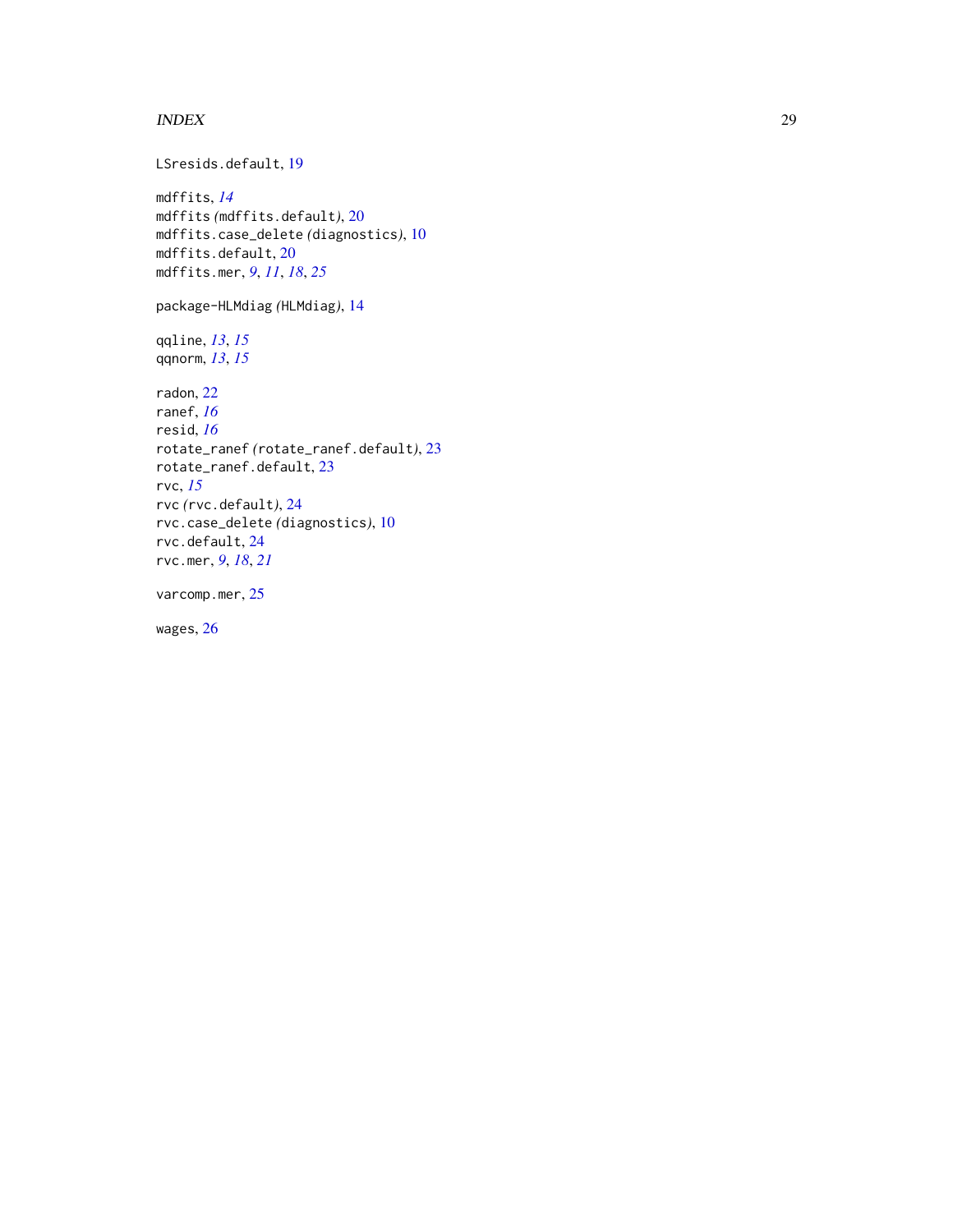LSresids.default, 19

mdffits, *14*
mdffits (mdffits.default), 20
mdffits.case_delete (diagnostics), 10
mdffits.default, 20
mdffits.mer, *9*, *11*, *18*, *25*

package-HLMdiag (HLMdiag), 14

qqline, *13*, *15*
qqnorm, *13*, *15*

radon, 22
ranef, *16*
resid, *16*
rotate_ranef (rotate_ranef.default), 23
rotate_ranef.default, 23
rvc, *15*
rvc (rvc.default), 24
rvc.case_delete (diagnostics), 10
rvc.default, 24
rvc.mer, *9*, *18*, *21*

varcomp.mer, 25

wages, 26